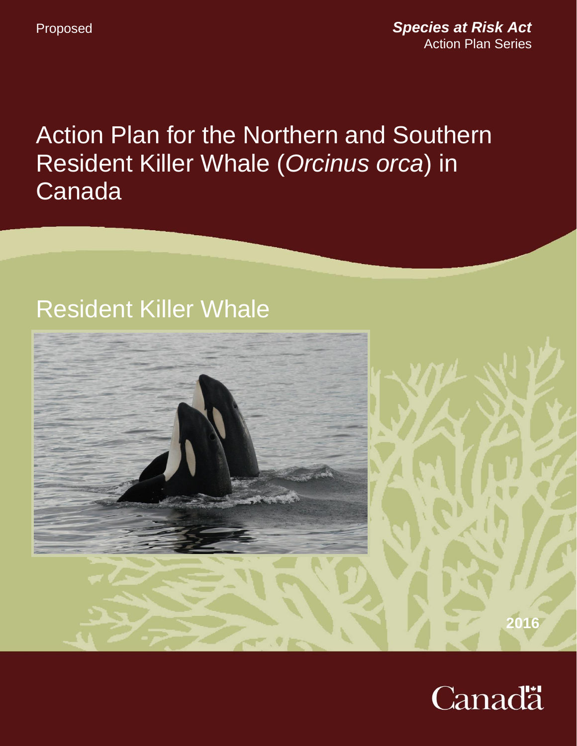Proposed

***Species at Risk Act***
Action Plan Series

# Action Plan for the Northern and Southern Resident Killer Whale (*Orcinus orca*) in Canada

## Resident Killer Whale

**2016**

Canada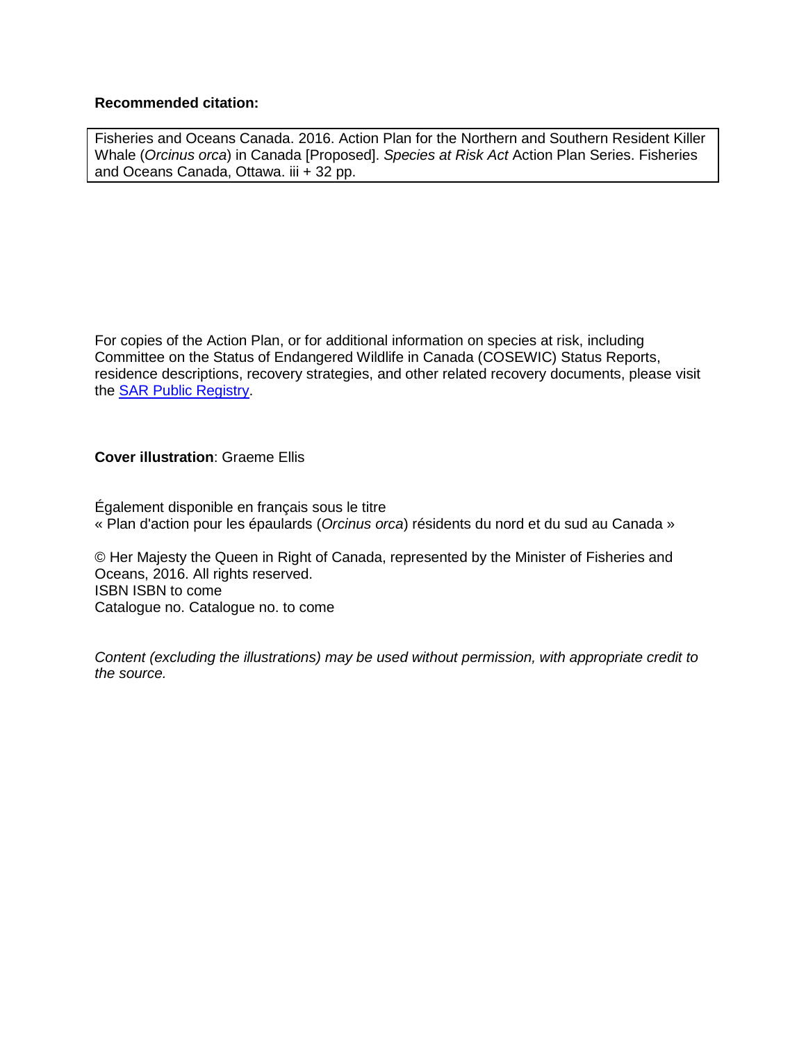**Recommended citation:**

Fisheries and Oceans Canada. 2016. Action Plan for the Northern and Southern Resident Killer Whale (*Orcinus orca*) in Canada [Proposed]. *Species at Risk Act* Action Plan Series. Fisheries and Oceans Canada, Ottawa. iii + 32 pp.

For copies of the Action Plan, or for additional information on species at risk, including Committee on the Status of Endangered Wildlife in Canada (COSEWIC) Status Reports, residence descriptions, recovery strategies, and other related recovery documents, please visit the SAR Public Registry.

**Cover illustration**: Graeme Ellis

Également disponible en français sous le titre
« Plan d'action pour les épaulards (*Orcinus orca*) résidents du nord et du sud au Canada »

© Her Majesty the Queen in Right of Canada, represented by the Minister of Fisheries and Oceans, 2016. All rights reserved.
ISBN ISBN to come
Catalogue no. Catalogue no. to come

*Content (excluding the illustrations) may be used without permission, with appropriate credit to the source.*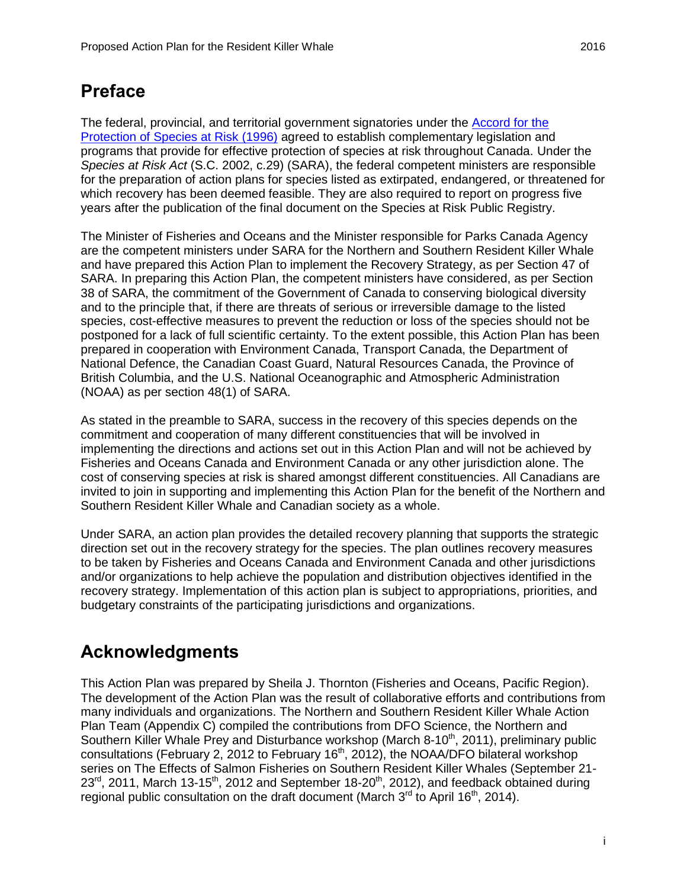# Preface

The federal, provincial, and territorial government signatories under the Accord for the Protection of Species at Risk (1996) agreed to establish complementary legislation and programs that provide for effective protection of species at risk throughout Canada. Under the *Species at Risk Act* (S.C. 2002, c.29) (SARA), the federal competent ministers are responsible for the preparation of action plans for species listed as extirpated, endangered, or threatened for which recovery has been deemed feasible. They are also required to report on progress five years after the publication of the final document on the Species at Risk Public Registry.

The Minister of Fisheries and Oceans and the Minister responsible for Parks Canada Agency are the competent ministers under SARA for the Northern and Southern Resident Killer Whale and have prepared this Action Plan to implement the Recovery Strategy, as per Section 47 of SARA. In preparing this Action Plan, the competent ministers have considered, as per Section 38 of SARA, the commitment of the Government of Canada to conserving biological diversity and to the principle that, if there are threats of serious or irreversible damage to the listed species, cost-effective measures to prevent the reduction or loss of the species should not be postponed for a lack of full scientific certainty. To the extent possible, this Action Plan has been prepared in cooperation with Environment Canada, Transport Canada, the Department of National Defence, the Canadian Coast Guard, Natural Resources Canada, the Province of British Columbia, and the U.S. National Oceanographic and Atmospheric Administration (NOAA) as per section 48(1) of SARA.

As stated in the preamble to SARA, success in the recovery of this species depends on the commitment and cooperation of many different constituencies that will be involved in implementing the directions and actions set out in this Action Plan and will not be achieved by Fisheries and Oceans Canada and Environment Canada or any other jurisdiction alone. The cost of conserving species at risk is shared amongst different constituencies. All Canadians are invited to join in supporting and implementing this Action Plan for the benefit of the Northern and Southern Resident Killer Whale and Canadian society as a whole.

Under SARA, an action plan provides the detailed recovery planning that supports the strategic direction set out in the recovery strategy for the species. The plan outlines recovery measures to be taken by Fisheries and Oceans Canada and Environment Canada and other jurisdictions and/or organizations to help achieve the population and distribution objectives identified in the recovery strategy. Implementation of this action plan is subject to appropriations, priorities, and budgetary constraints of the participating jurisdictions and organizations.

# Acknowledgments

This Action Plan was prepared by Sheila J. Thornton (Fisheries and Oceans, Pacific Region). The development of the Action Plan was the result of collaborative efforts and contributions from many individuals and organizations. The Northern and Southern Resident Killer Whale Action Plan Team (Appendix C) compiled the contributions from DFO Science, the Northern and Southern Killer Whale Prey and Disturbance workshop (March 8-10th, 2011), preliminary public consultations (February 2, 2012 to February 16th, 2012), the NOAA/DFO bilateral workshop series on The Effects of Salmon Fisheries on Southern Resident Killer Whales (September 21-23rd, 2011, March 13-15th, 2012 and September 18-20th, 2012), and feedback obtained during regional public consultation on the draft document (March 3rd to April 16th, 2014).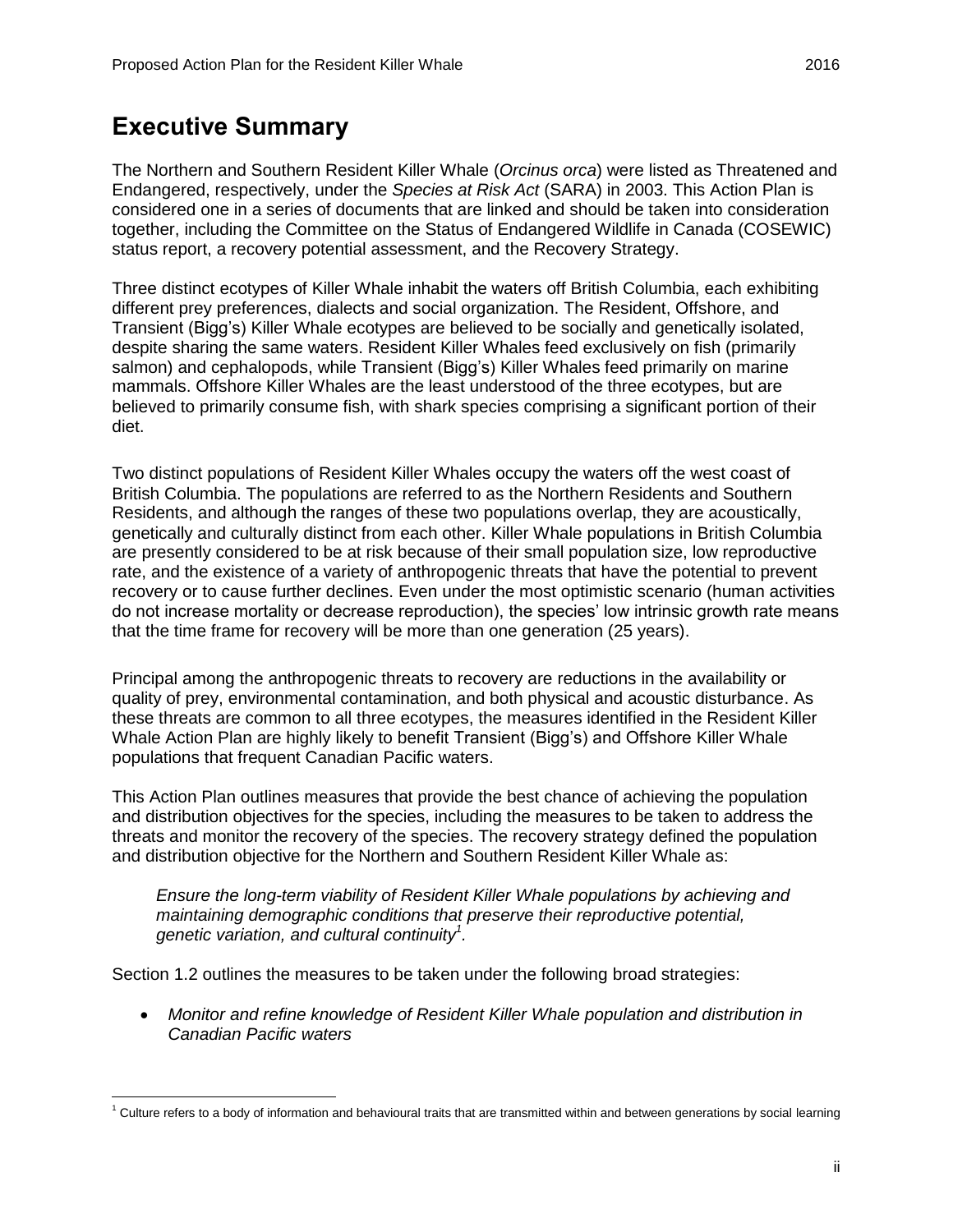# Executive Summary

The Northern and Southern Resident Killer Whale (*Orcinus orca*) were listed as Threatened and Endangered, respectively, under the *Species at Risk Act* (SARA) in 2003. This Action Plan is considered one in a series of documents that are linked and should be taken into consideration together, including the Committee on the Status of Endangered Wildlife in Canada (COSEWIC) status report, a recovery potential assessment, and the Recovery Strategy.

Three distinct ecotypes of Killer Whale inhabit the waters off British Columbia, each exhibiting different prey preferences, dialects and social organization. The Resident, Offshore, and Transient (Bigg's) Killer Whale ecotypes are believed to be socially and genetically isolated, despite sharing the same waters. Resident Killer Whales feed exclusively on fish (primarily salmon) and cephalopods, while Transient (Bigg's) Killer Whales feed primarily on marine mammals. Offshore Killer Whales are the least understood of the three ecotypes, but are believed to primarily consume fish, with shark species comprising a significant portion of their diet.

Two distinct populations of Resident Killer Whales occupy the waters off the west coast of British Columbia. The populations are referred to as the Northern Residents and Southern Residents, and although the ranges of these two populations overlap, they are acoustically, genetically and culturally distinct from each other. Killer Whale populations in British Columbia are presently considered to be at risk because of their small population size, low reproductive rate, and the existence of a variety of anthropogenic threats that have the potential to prevent recovery or to cause further declines. Even under the most optimistic scenario (human activities do not increase mortality or decrease reproduction), the species' low intrinsic growth rate means that the time frame for recovery will be more than one generation (25 years).

Principal among the anthropogenic threats to recovery are reductions in the availability or quality of prey, environmental contamination, and both physical and acoustic disturbance. As these threats are common to all three ecotypes, the measures identified in the Resident Killer Whale Action Plan are highly likely to benefit Transient (Bigg's) and Offshore Killer Whale populations that frequent Canadian Pacific waters.

This Action Plan outlines measures that provide the best chance of achieving the population and distribution objectives for the species, including the measures to be taken to address the threats and monitor the recovery of the species. The recovery strategy defined the population and distribution objective for the Northern and Southern Resident Killer Whale as:

> *Ensure the long-term viability of Resident Killer Whale populations by achieving and maintaining demographic conditions that preserve their reproductive potential, genetic variation, and cultural continuity*[1].

Section 1.2 outlines the measures to be taken under the following broad strategies:

- *Monitor and refine knowledge of Resident Killer Whale population and distribution in Canadian Pacific waters*

[1] Culture refers to a body of information and behavioural traits that are transmitted within and between generations by social learning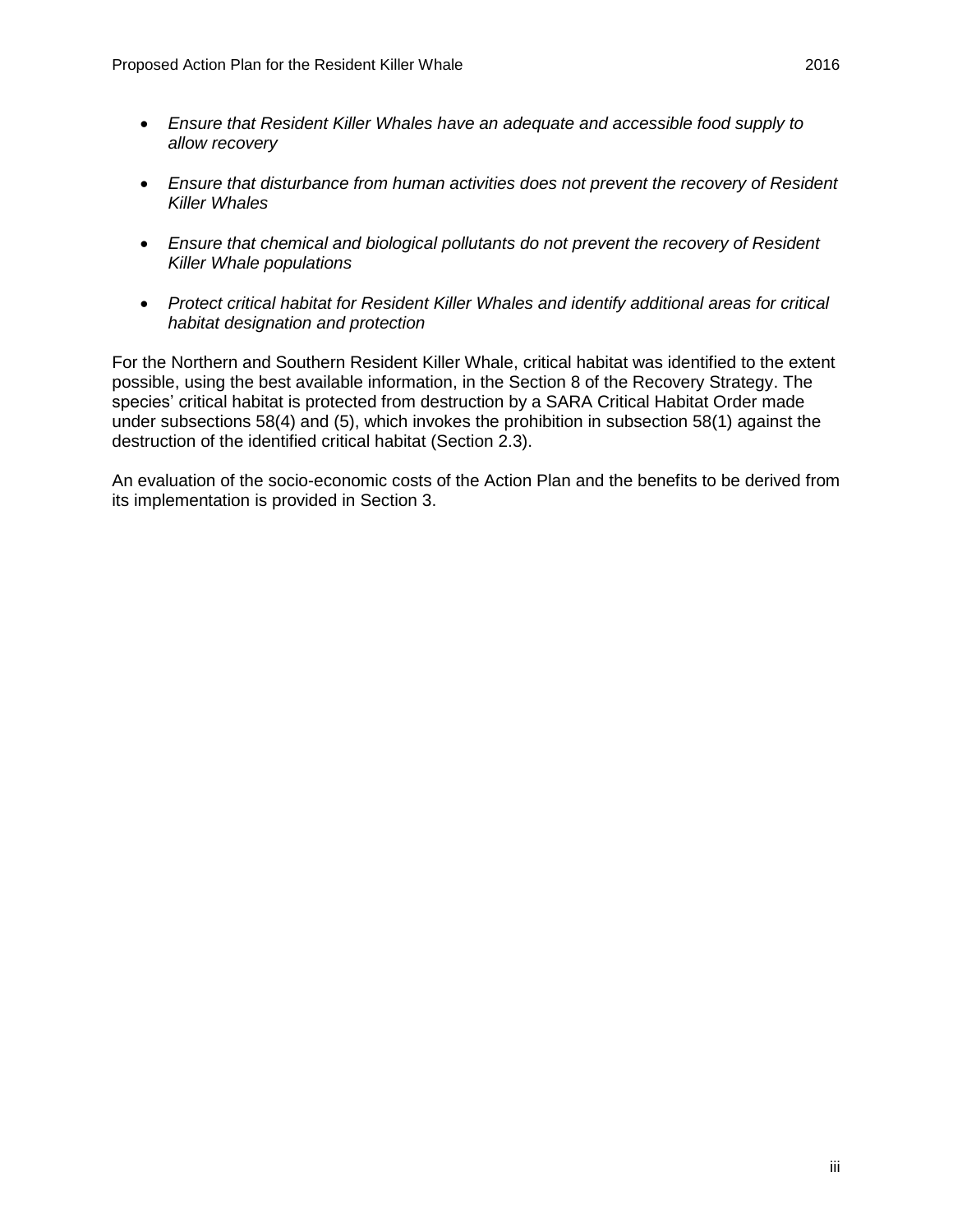- *Ensure that Resident Killer Whales have an adequate and accessible food supply to allow recovery*
- *Ensure that disturbance from human activities does not prevent the recovery of Resident Killer Whales*
- *Ensure that chemical and biological pollutants do not prevent the recovery of Resident Killer Whale populations*
- *Protect critical habitat for Resident Killer Whales and identify additional areas for critical habitat designation and protection*

For the Northern and Southern Resident Killer Whale, critical habitat was identified to the extent possible, using the best available information, in the Section 8 of the Recovery Strategy. The species' critical habitat is protected from destruction by a SARA Critical Habitat Order made under subsections 58(4) and (5), which invokes the prohibition in subsection 58(1) against the destruction of the identified critical habitat (Section 2.3).

An evaluation of the socio-economic costs of the Action Plan and the benefits to be derived from its implementation is provided in Section 3.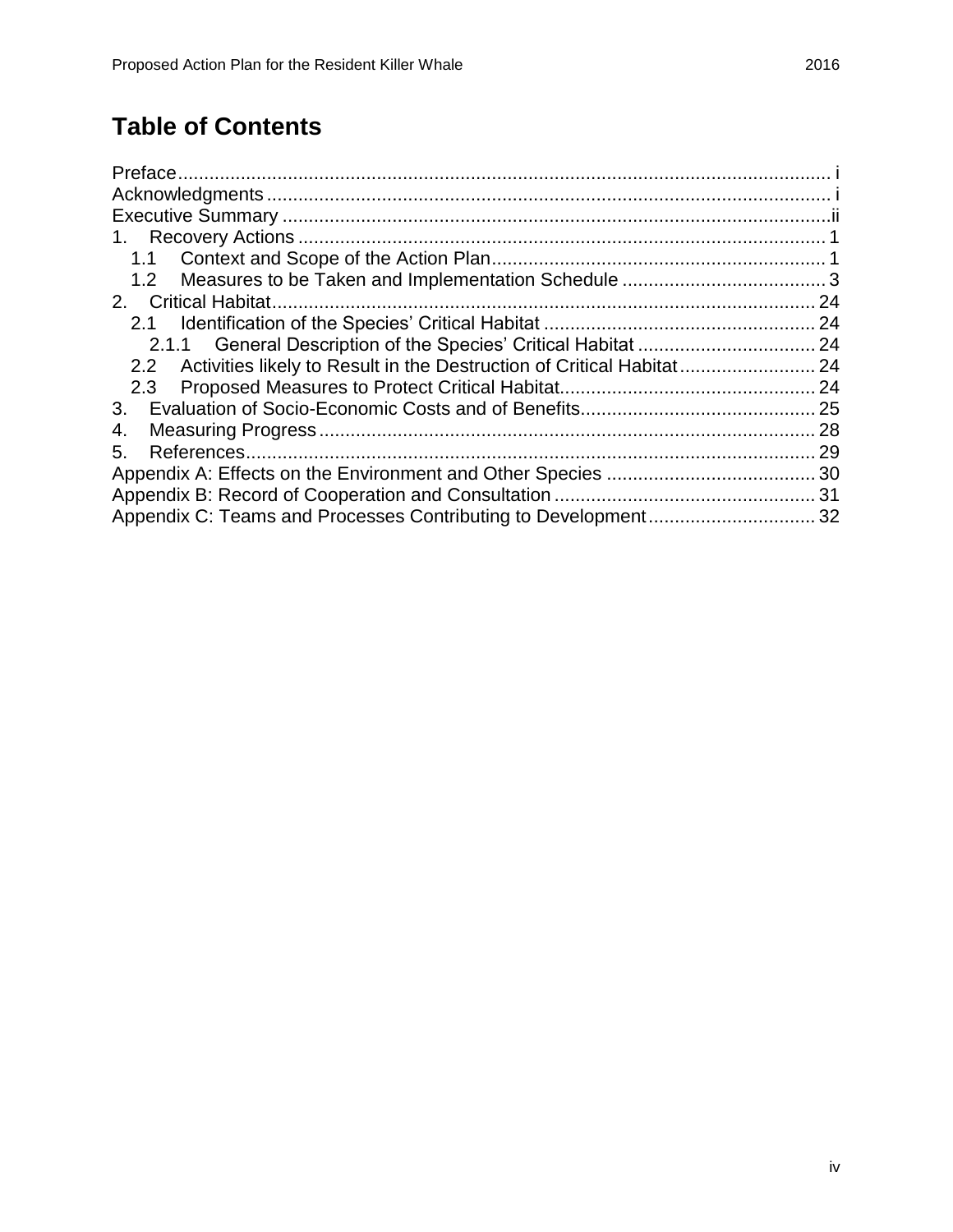# Table of Contents

Preface ..... i
Acknowledgments ..... i
Executive Summary ..... ii
1. Recovery Actions ..... 1
   1.1 Context and Scope of the Action Plan ..... 1
   1.2 Measures to be Taken and Implementation Schedule ..... 3
2. Critical Habitat ..... 24
   2.1 Identification of the Species' Critical Habitat ..... 24
      2.1.1 General Description of the Species' Critical Habitat ..... 24
   2.2 Activities likely to Result in the Destruction of Critical Habitat ..... 24
   2.3 Proposed Measures to Protect Critical Habitat ..... 24
3. Evaluation of Socio-Economic Costs and of Benefits ..... 25
4. Measuring Progress ..... 28
5. References ..... 29
Appendix A: Effects on the Environment and Other Species ..... 30
Appendix B: Record of Cooperation and Consultation ..... 31
Appendix C: Teams and Processes Contributing to Development ..... 32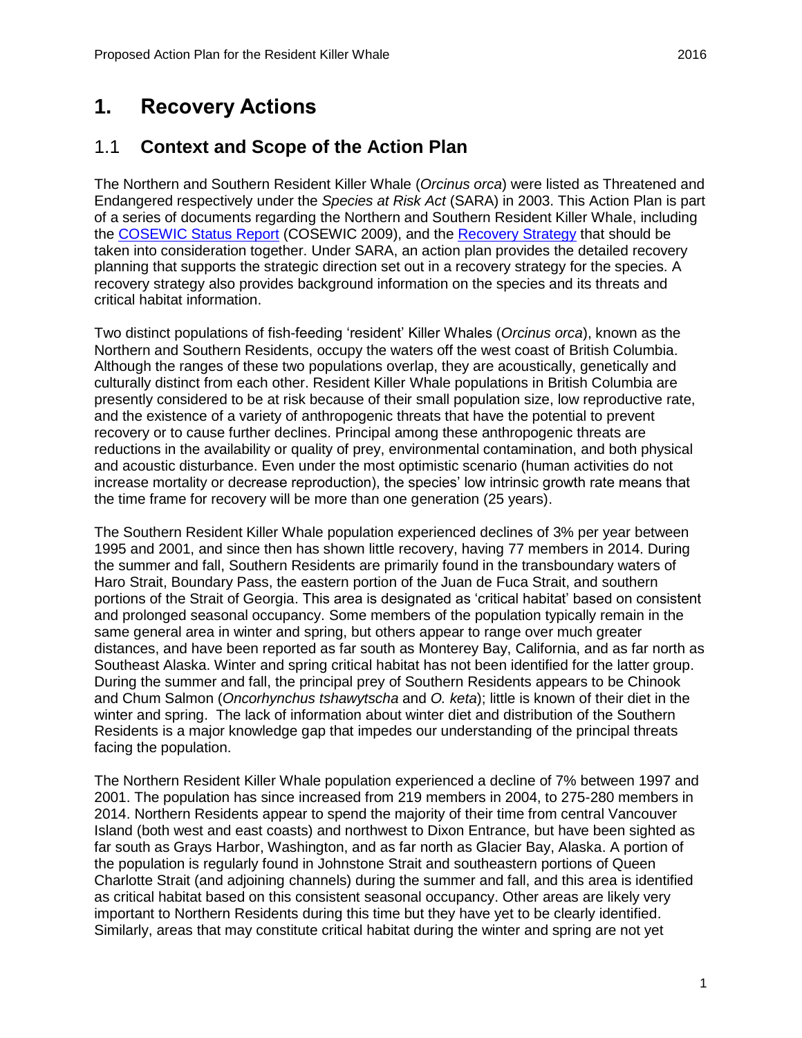# 1. Recovery Actions

## 1.1 Context and Scope of the Action Plan

The Northern and Southern Resident Killer Whale (*Orcinus orca*) were listed as Threatened and Endangered respectively under the *Species at Risk Act* (SARA) in 2003. This Action Plan is part of a series of documents regarding the Northern and Southern Resident Killer Whale, including the [COSEWIC Status Report](#) (COSEWIC 2009), and the [Recovery Strategy](#) that should be taken into consideration together. Under SARA, an action plan provides the detailed recovery planning that supports the strategic direction set out in a recovery strategy for the species. A recovery strategy also provides background information on the species and its threats and critical habitat information.

Two distinct populations of fish-feeding 'resident' Killer Whales (*Orcinus orca*), known as the Northern and Southern Residents, occupy the waters off the west coast of British Columbia. Although the ranges of these two populations overlap, they are acoustically, genetically and culturally distinct from each other. Resident Killer Whale populations in British Columbia are presently considered to be at risk because of their small population size, low reproductive rate, and the existence of a variety of anthropogenic threats that have the potential to prevent recovery or to cause further declines. Principal among these anthropogenic threats are reductions in the availability or quality of prey, environmental contamination, and both physical and acoustic disturbance. Even under the most optimistic scenario (human activities do not increase mortality or decrease reproduction), the species' low intrinsic growth rate means that the time frame for recovery will be more than one generation (25 years).

The Southern Resident Killer Whale population experienced declines of 3% per year between 1995 and 2001, and since then has shown little recovery, having 77 members in 2014. During the summer and fall, Southern Residents are primarily found in the transboundary waters of Haro Strait, Boundary Pass, the eastern portion of the Juan de Fuca Strait, and southern portions of the Strait of Georgia. This area is designated as 'critical habitat' based on consistent and prolonged seasonal occupancy. Some members of the population typically remain in the same general area in winter and spring, but others appear to range over much greater distances, and have been reported as far south as Monterey Bay, California, and as far north as Southeast Alaska. Winter and spring critical habitat has not been identified for the latter group. During the summer and fall, the principal prey of Southern Residents appears to be Chinook and Chum Salmon (*Oncorhynchus tshawytscha* and *O. keta*); little is known of their diet in the winter and spring. The lack of information about winter diet and distribution of the Southern Residents is a major knowledge gap that impedes our understanding of the principal threats facing the population.

The Northern Resident Killer Whale population experienced a decline of 7% between 1997 and 2001. The population has since increased from 219 members in 2004, to 275-280 members in 2014. Northern Residents appear to spend the majority of their time from central Vancouver Island (both west and east coasts) and northwest to Dixon Entrance, but have been sighted as far south as Grays Harbor, Washington, and as far north as Glacier Bay, Alaska. A portion of the population is regularly found in Johnstone Strait and southeastern portions of Queen Charlotte Strait (and adjoining channels) during the summer and fall, and this area is identified as critical habitat based on this consistent seasonal occupancy. Other areas are likely very important to Northern Residents during this time but they have yet to be clearly identified. Similarly, areas that may constitute critical habitat during the winter and spring are not yet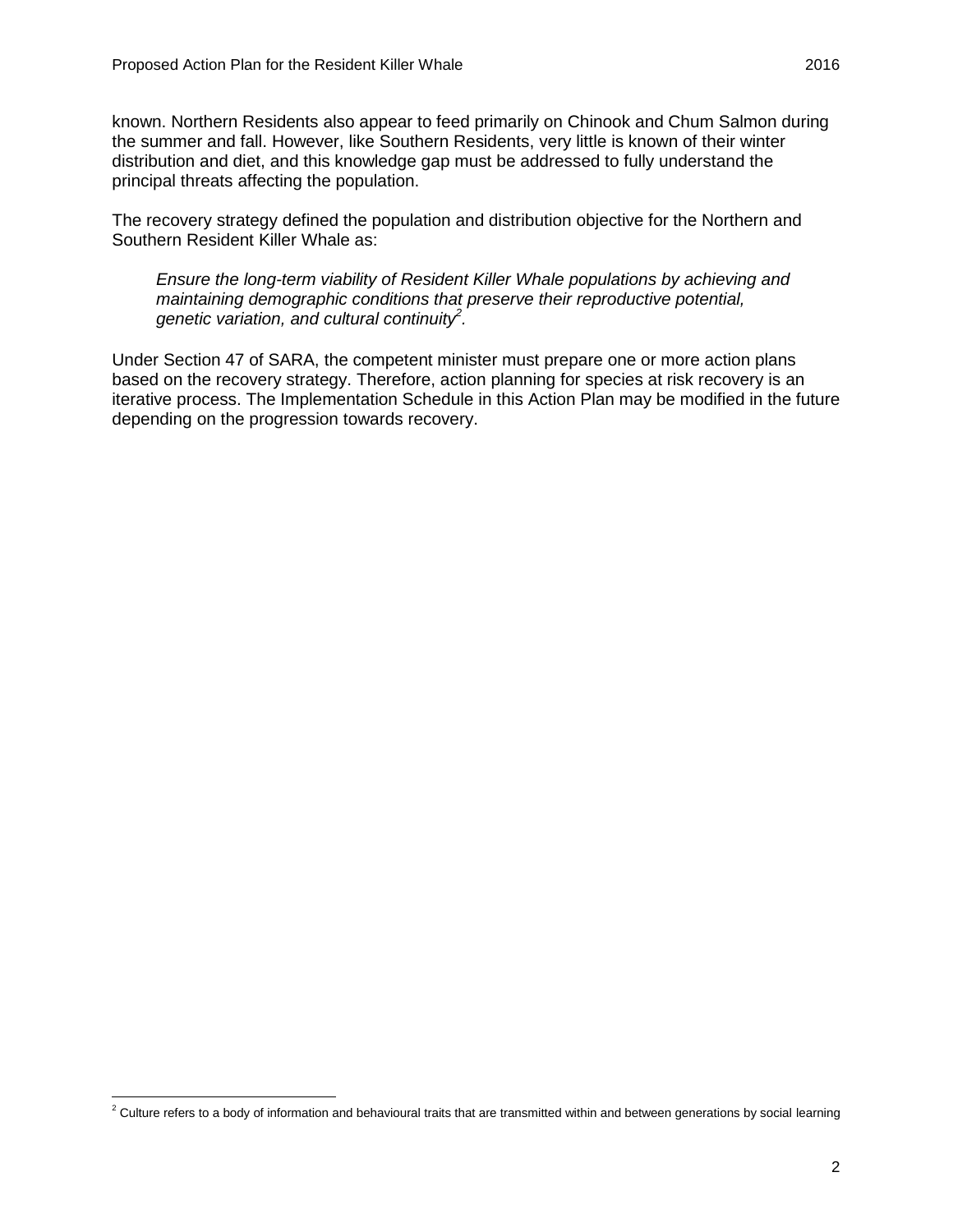known. Northern Residents also appear to feed primarily on Chinook and Chum Salmon during the summer and fall. However, like Southern Residents, very little is known of their winter distribution and diet, and this knowledge gap must be addressed to fully understand the principal threats affecting the population.

The recovery strategy defined the population and distribution objective for the Northern and Southern Resident Killer Whale as:

> *Ensure the long-term viability of Resident Killer Whale populations by achieving and maintaining demographic conditions that preserve their reproductive potential, genetic variation, and cultural continuity*[2].

Under Section 47 of SARA, the competent minister must prepare one or more action plans based on the recovery strategy. Therefore, action planning for species at risk recovery is an iterative process. The Implementation Schedule in this Action Plan may be modified in the future depending on the progression towards recovery.

---

[2] Culture refers to a body of information and behavioural traits that are transmitted within and between generations by social learning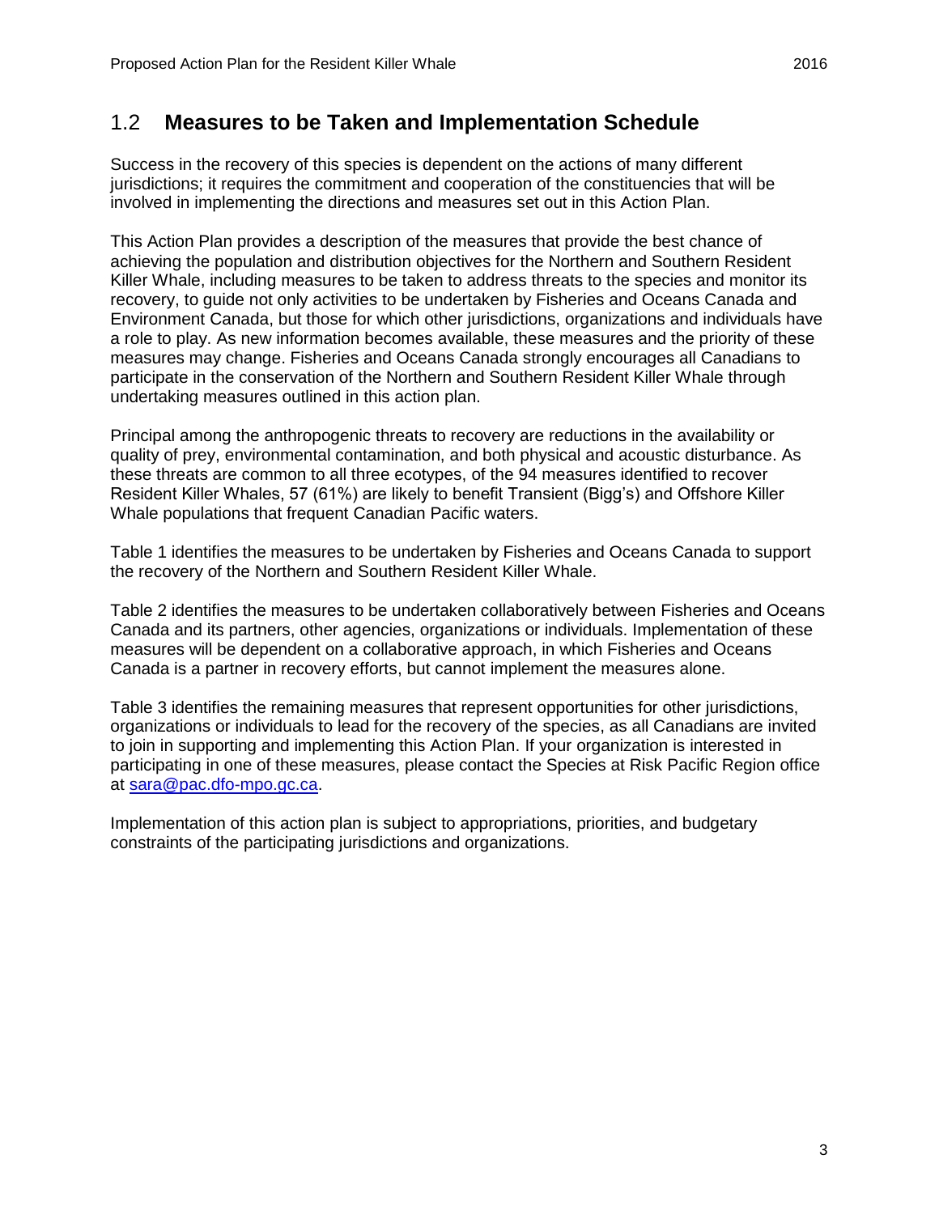## 1.2 Measures to be Taken and Implementation Schedule

Success in the recovery of this species is dependent on the actions of many different jurisdictions; it requires the commitment and cooperation of the constituencies that will be involved in implementing the directions and measures set out in this Action Plan.

This Action Plan provides a description of the measures that provide the best chance of achieving the population and distribution objectives for the Northern and Southern Resident Killer Whale, including measures to be taken to address threats to the species and monitor its recovery, to guide not only activities to be undertaken by Fisheries and Oceans Canada and Environment Canada, but those for which other jurisdictions, organizations and individuals have a role to play. As new information becomes available, these measures and the priority of these measures may change. Fisheries and Oceans Canada strongly encourages all Canadians to participate in the conservation of the Northern and Southern Resident Killer Whale through undertaking measures outlined in this action plan.

Principal among the anthropogenic threats to recovery are reductions in the availability or quality of prey, environmental contamination, and both physical and acoustic disturbance. As these threats are common to all three ecotypes, of the 94 measures identified to recover Resident Killer Whales, 57 (61%) are likely to benefit Transient (Bigg's) and Offshore Killer Whale populations that frequent Canadian Pacific waters.

Table 1 identifies the measures to be undertaken by Fisheries and Oceans Canada to support the recovery of the Northern and Southern Resident Killer Whale.

Table 2 identifies the measures to be undertaken collaboratively between Fisheries and Oceans Canada and its partners, other agencies, organizations or individuals. Implementation of these measures will be dependent on a collaborative approach, in which Fisheries and Oceans Canada is a partner in recovery efforts, but cannot implement the measures alone.

Table 3 identifies the remaining measures that represent opportunities for other jurisdictions, organizations or individuals to lead for the recovery of the species, as all Canadians are invited to join in supporting and implementing this Action Plan. If your organization is interested in participating in one of these measures, please contact the Species at Risk Pacific Region office at sara@pac.dfo-mpo.gc.ca.

Implementation of this action plan is subject to appropriations, priorities, and budgetary constraints of the participating jurisdictions and organizations.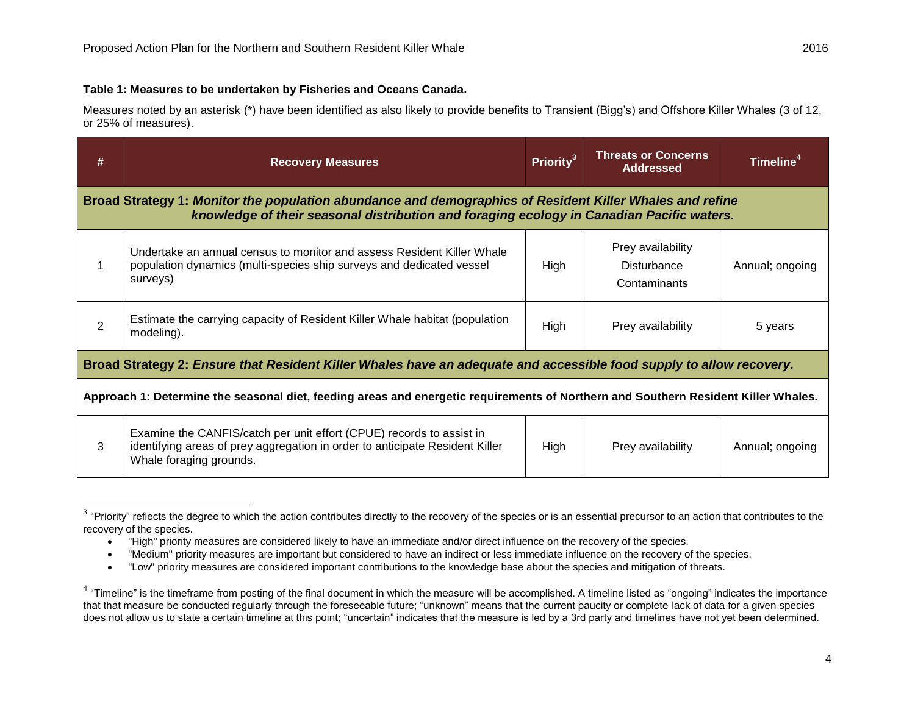**Table 1: Measures to be undertaken by Fisheries and Oceans Canada.**

Measures noted by an asterisk (*) have been identified as also likely to provide benefits to Transient (Bigg's) and Offshore Killer Whales (3 of 12, or 25% of measures).

| # | Recovery Measures | Priority[3] | Threats or Concerns Addressed | Timeline[4] |
|---|---|---|---|---|
| **Broad Strategy 1:** ***Monitor the population abundance and demographics of Resident Killer Whales and refine knowledge of their seasonal distribution and foraging ecology in Canadian Pacific waters.*** | | | | |
| 1 | Undertake an annual census to monitor and assess Resident Killer Whale population dynamics (multi-species ship surveys and dedicated vessel surveys) | High | Prey availability<br>Disturbance<br>Contaminants | Annual; ongoing |
| 2 | Estimate the carrying capacity of Resident Killer Whale habitat (population modeling). | High | Prey availability | 5 years |
| **Broad Strategy 2:** ***Ensure that Resident Killer Whales have an adequate and accessible food supply to allow recovery.*** | | | | |
| **Approach 1: Determine the seasonal diet, feeding areas and energetic requirements of Northern and Southern Resident Killer Whales.** | | | | |
| 3 | Examine the CANFIS/catch per unit effort (CPUE) records to assist in identifying areas of prey aggregation in order to anticipate Resident Killer Whale foraging grounds. | High | Prey availability | Annual; ongoing |

[3] "Priority" reflects the degree to which the action contributes directly to the recovery of the species or is an essential precursor to an action that contributes to the recovery of the species.

- "High" priority measures are considered likely to have an immediate and/or direct influence on the recovery of the species.
- "Medium" priority measures are important but considered to have an indirect or less immediate influence on the recovery of the species.
- "Low" priority measures are considered important contributions to the knowledge base about the species and mitigation of threats.

[4] "Timeline" is the timeframe from posting of the final document in which the measure will be accomplished. A timeline listed as "ongoing" indicates the importance that that measure be conducted regularly through the foreseeable future; "unknown" means that the current paucity or complete lack of data for a given species does not allow us to state a certain timeline at this point; "uncertain" indicates that the measure is led by a 3rd party and timelines have not yet been determined.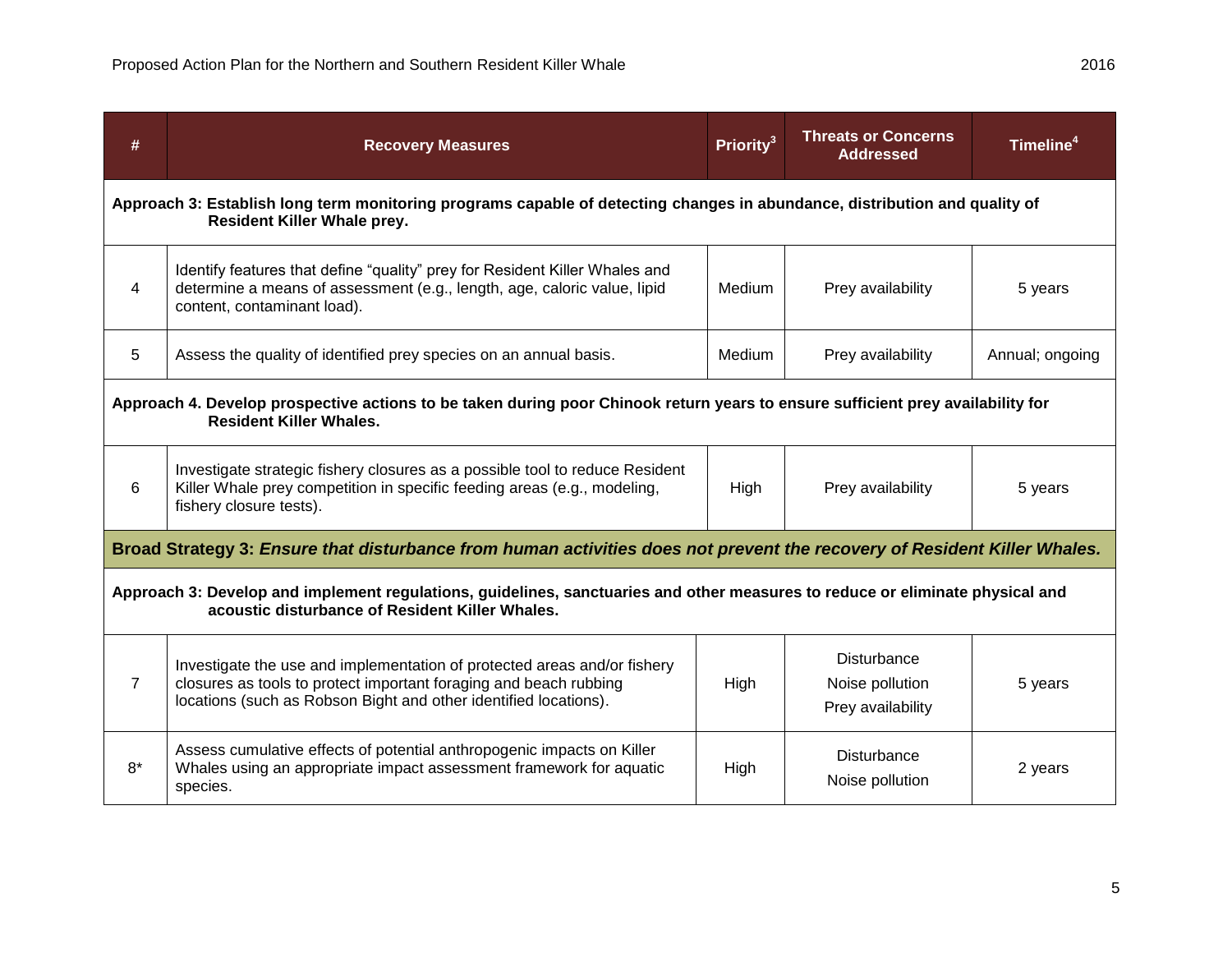| # | Recovery Measures | Priority[3] | Threats or Concerns Addressed | Timeline[4] |
|---|---|---|---|---|
| **Approach 3: Establish long term monitoring programs capable of detecting changes in abundance, distribution and quality of Resident Killer Whale prey.** | | | | |
| 4 | Identify features that define "quality" prey for Resident Killer Whales and determine a means of assessment (e.g., length, age, caloric value, lipid content, contaminant load). | Medium | Prey availability | 5 years |
| 5 | Assess the quality of identified prey species on an annual basis. | Medium | Prey availability | Annual; ongoing |
| **Approach 4. Develop prospective actions to be taken during poor Chinook return years to ensure sufficient prey availability for Resident Killer Whales.** | | | | |
| 6 | Investigate strategic fishery closures as a possible tool to reduce Resident Killer Whale prey competition in specific feeding areas (e.g., modeling, fishery closure tests). | High | Prey availability | 5 years |
| **Broad Strategy 3:** ***Ensure that disturbance from human activities does not prevent the recovery of Resident Killer Whales.*** | | | | |
| **Approach 3: Develop and implement regulations, guidelines, sanctuaries and other measures to reduce or eliminate physical and acoustic disturbance of Resident Killer Whales.** | | | | |
| 7 | Investigate the use and implementation of protected areas and/or fishery closures as tools to protect important foraging and beach rubbing locations (such as Robson Bight and other identified locations). | High | Disturbance<br>Noise pollution<br>Prey availability | 5 years |
| 8* | Assess cumulative effects of potential anthropogenic impacts on Killer Whales using an appropriate impact assessment framework for aquatic species. | High | Disturbance<br>Noise pollution | 2 years |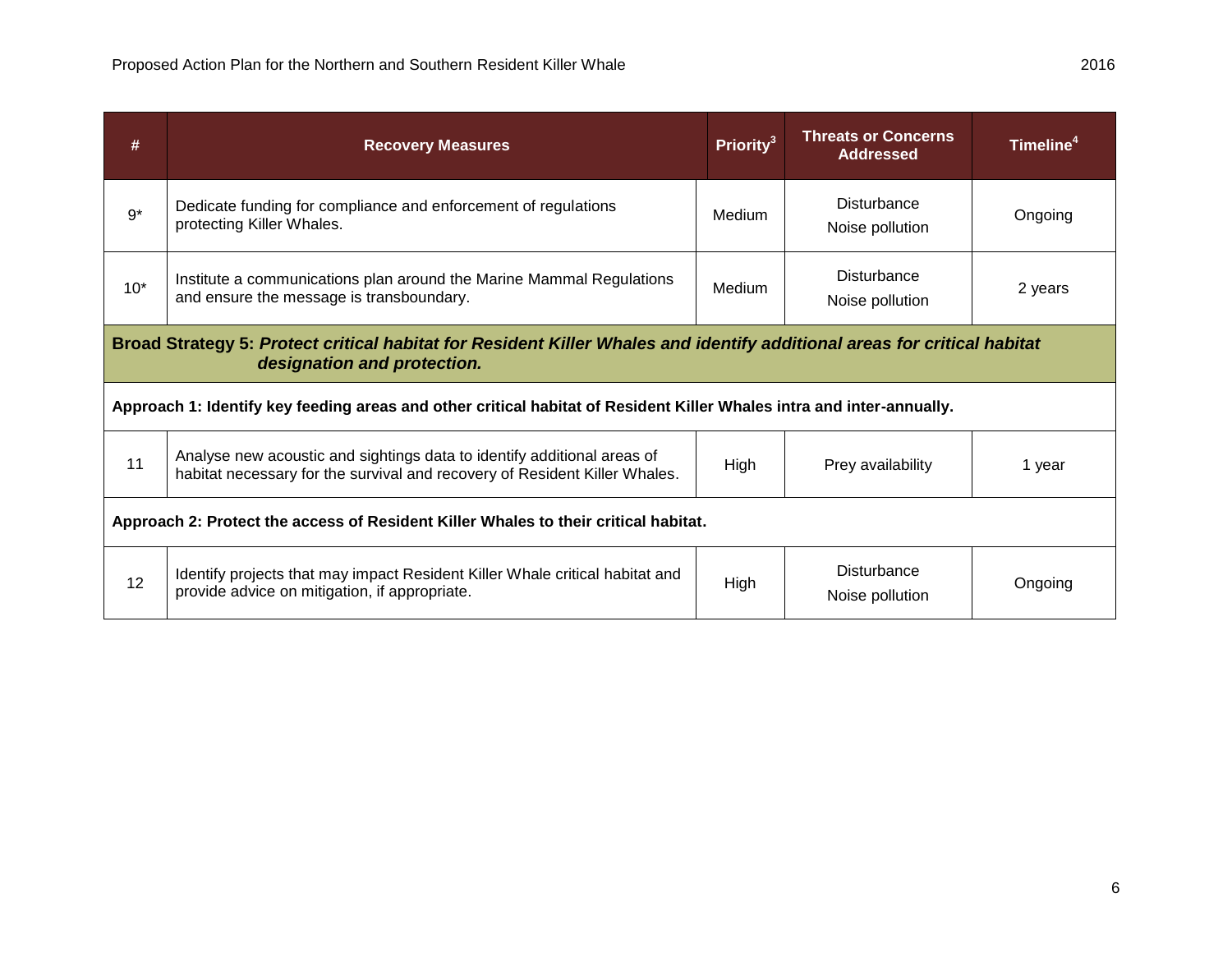| # | Recovery Measures | Priority[3] | Threats or Concerns Addressed | Timeline[4] |
|---|---|---|---|---|
| 9* | Dedicate funding for compliance and enforcement of regulations protecting Killer Whales. | Medium | Disturbance<br>Noise pollution | Ongoing |
| 10* | Institute a communications plan around the Marine Mammal Regulations and ensure the message is transboundary. | Medium | Disturbance<br>Noise pollution | 2 years |
| **Broad Strategy 5:** ***Protect critical habitat for Resident Killer Whales and identify additional areas for critical habitat designation and protection.*** | | | | |
| **Approach 1: Identify key feeding areas and other critical habitat of Resident Killer Whales intra and inter-annually.** | | | | |
| 11 | Analyse new acoustic and sightings data to identify additional areas of habitat necessary for the survival and recovery of Resident Killer Whales. | High | Prey availability | 1 year |
| **Approach 2: Protect the access of Resident Killer Whales to their critical habitat.** | | | | |
| 12 | Identify projects that may impact Resident Killer Whale critical habitat and provide advice on mitigation, if appropriate. | High | Disturbance<br>Noise pollution | Ongoing |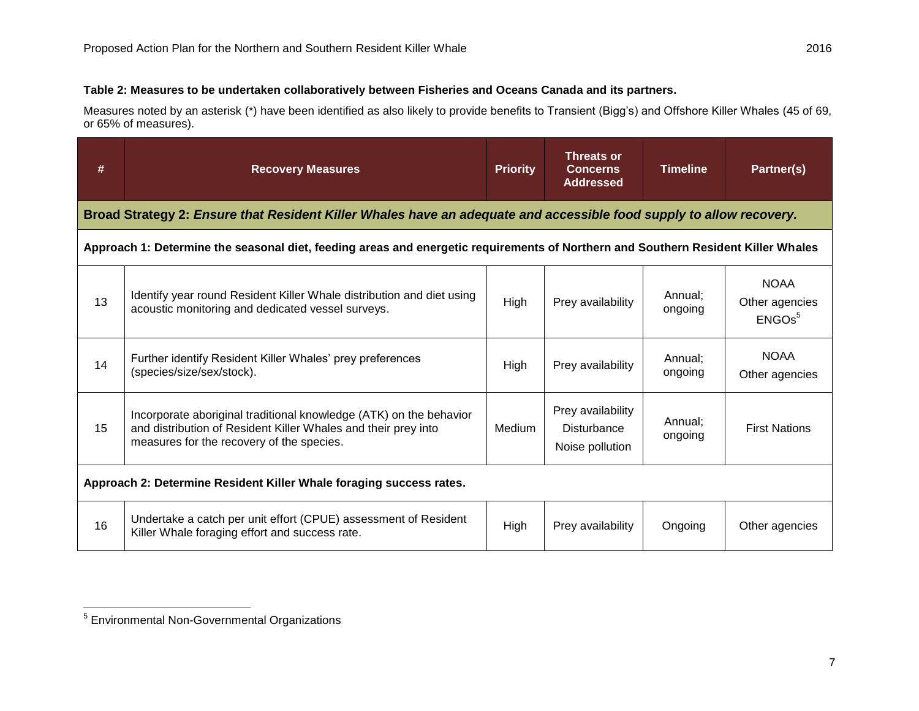**Table 2: Measures to be undertaken collaboratively between Fisheries and Oceans Canada and its partners.**

Measures noted by an asterisk (*) have been identified as also likely to provide benefits to Transient (Bigg's) and Offshore Killer Whales (45 of 69, or 65% of measures).

| # | Recovery Measures | Priority | Threats or Concerns Addressed | Timeline | Partner(s) |
|---|---|---|---|---|---|
| **Broad Strategy 2:** ***Ensure that Resident Killer Whales have an adequate and accessible food supply to allow recovery.*** | | | | | |
| **Approach 1: Determine the seasonal diet, feeding areas and energetic requirements of Northern and Southern Resident Killer Whales** | | | | | |
| 13 | Identify year round Resident Killer Whale distribution and diet using acoustic monitoring and dedicated vessel surveys. | High | Prey availability | Annual; ongoing | NOAA<br>Other agencies<br>ENGOs[5] |
| 14 | Further identify Resident Killer Whales' prey preferences (species/size/sex/stock). | High | Prey availability | Annual; ongoing | NOAA<br>Other agencies |
| 15 | Incorporate aboriginal traditional knowledge (ATK) on the behavior and distribution of Resident Killer Whales and their prey into measures for the recovery of the species. | Medium | Prey availability<br>Disturbance<br>Noise pollution | Annual; ongoing | First Nations |
| **Approach 2: Determine Resident Killer Whale foraging success rates.** | | | | | |
| 16 | Undertake a catch per unit effort (CPUE) assessment of Resident Killer Whale foraging effort and success rate. | High | Prey availability | Ongoing | Other agencies |

[5] Environmental Non-Governmental Organizations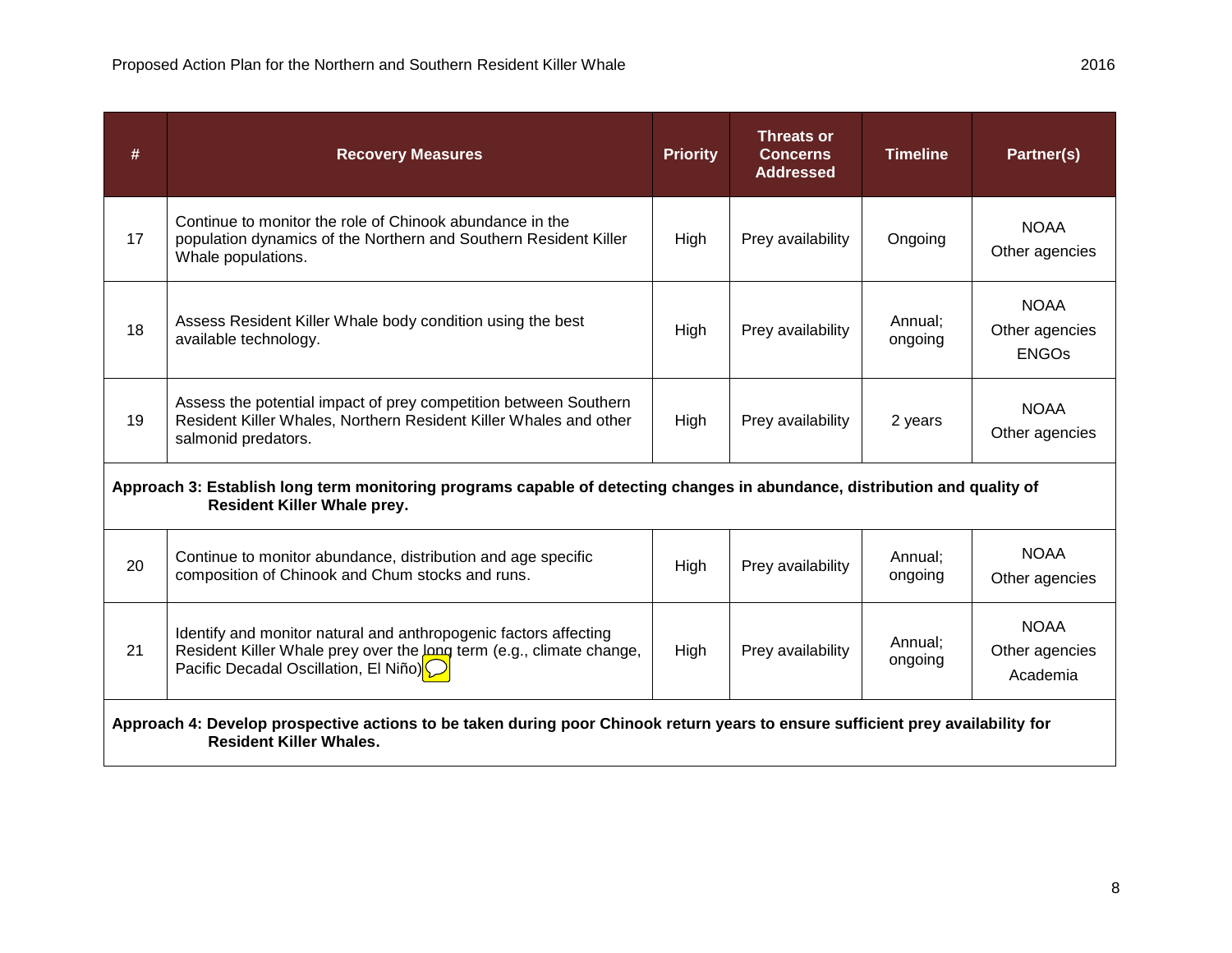| # | Recovery Measures | Priority | Threats or Concerns Addressed | Timeline | Partner(s) |
|---|---|---|---|---|---|
| 17 | Continue to monitor the role of Chinook abundance in the population dynamics of the Northern and Southern Resident Killer Whale populations. | High | Prey availability | Ongoing | NOAA<br>Other agencies |
| 18 | Assess Resident Killer Whale body condition using the best available technology. | High | Prey availability | Annual; ongoing | NOAA<br>Other agencies<br>ENGOs |
| 19 | Assess the potential impact of prey competition between Southern Resident Killer Whales, Northern Resident Killer Whales and other salmonid predators. | High | Prey availability | 2 years | NOAA<br>Other agencies |
| **Approach 3: Establish long term monitoring programs capable of detecting changes in abundance, distribution and quality of Resident Killer Whale prey.** | | | | | |
| 20 | Continue to monitor abundance, distribution and age specific composition of Chinook and Chum stocks and runs. | High | Prey availability | Annual; ongoing | NOAA<br>Other agencies |
| 21 | Identify and monitor natural and anthropogenic factors affecting Resident Killer Whale prey over the long term (e.g., climate change, Pacific Decadal Oscillation, El Niño) | High | Prey availability | Annual; ongoing | NOAA<br>Other agencies<br>Academia |
| **Approach 4: Develop prospective actions to be taken during poor Chinook return years to ensure sufficient prey availability for Resident Killer Whales.** | | | | | |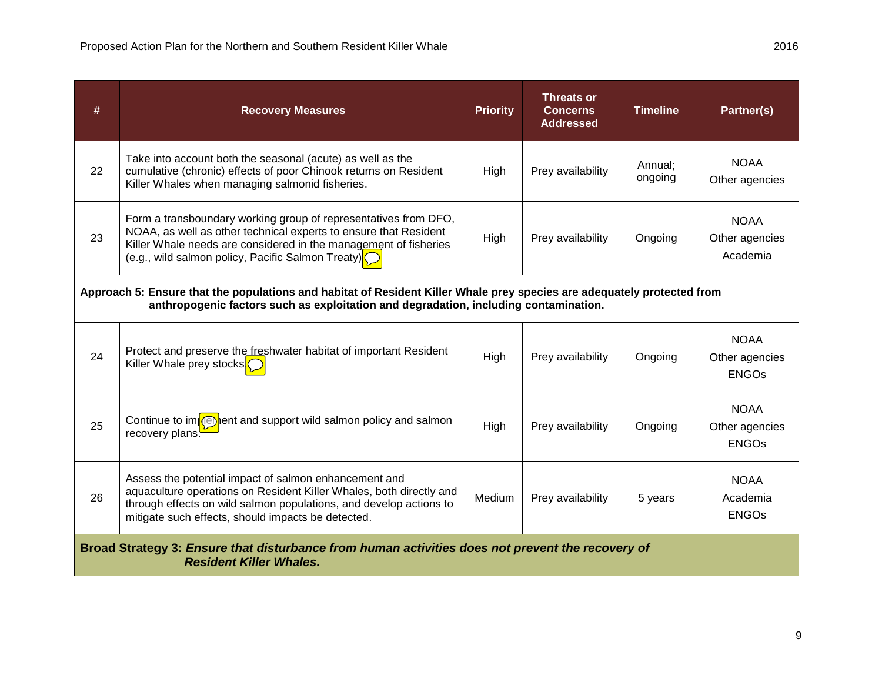| # | Recovery Measures | Priority | Threats or Concerns Addressed | Timeline | Partner(s) |
|---|---|---|---|---|---|
| 22 | Take into account both the seasonal (acute) as well as the cumulative (chronic) effects of poor Chinook returns on Resident Killer Whales when managing salmonid fisheries. | High | Prey availability | Annual; ongoing | NOAA<br>Other agencies |
| 23 | Form a transboundary working group of representatives from DFO, NOAA, as well as other technical experts to ensure that Resident Killer Whale needs are considered in the management of fisheries (e.g., wild salmon policy, Pacific Salmon Treaty) | High | Prey availability | Ongoing | NOAA<br>Other agencies<br>Academia |
| **Approach 5: Ensure that the populations and habitat of Resident Killer Whale prey species are adequately protected from anthropogenic factors such as exploitation and degradation, including contamination.** | | | | | |
| 24 | Protect and preserve the freshwater habitat of important Resident Killer Whale prey stocks | High | Prey availability | Ongoing | NOAA<br>Other agencies<br>ENGOs |
| 25 | Continue to implement and support wild salmon policy and salmon recovery plans. | High | Prey availability | Ongoing | NOAA<br>Other agencies<br>ENGOs |
| 26 | Assess the potential impact of salmon enhancement and aquaculture operations on Resident Killer Whales, both directly and through effects on wild salmon populations, and develop actions to mitigate such effects, should impacts be detected. | Medium | Prey availability | 5 years | NOAA<br>Academia<br>ENGOs |
| **Broad Strategy 3:** ***Ensure that disturbance from human activities does not prevent the recovery of Resident Killer Whales.*** | | | | | |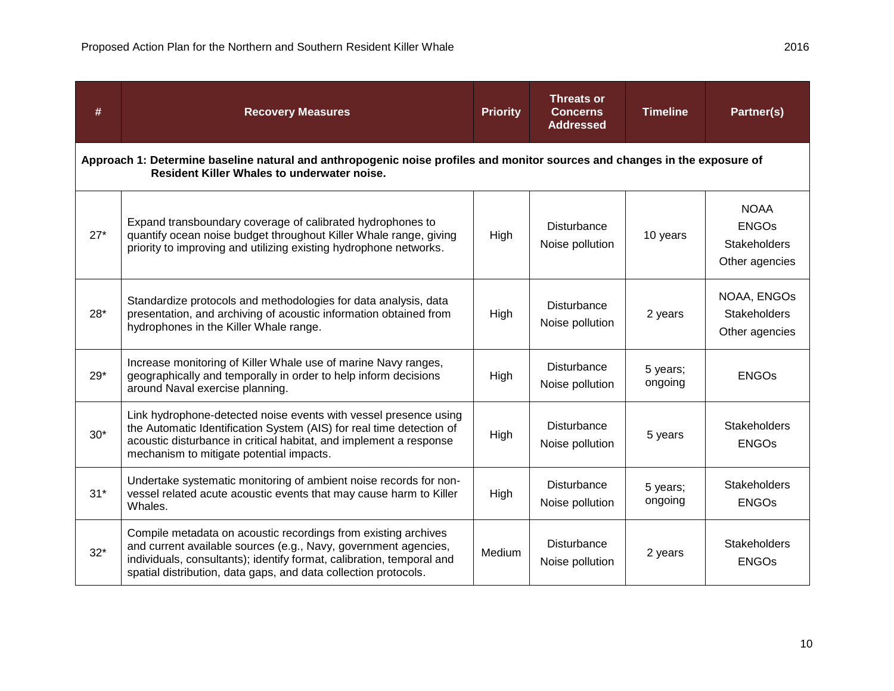| # | Recovery Measures | Priority | Threats or Concerns Addressed | Timeline | Partner(s) |
|---|---|---|---|---|---|
| **Approach 1: Determine baseline natural and anthropogenic noise profiles and monitor sources and changes in the exposure of Resident Killer Whales to underwater noise.** | | | | | |
| 27* | Expand transboundary coverage of calibrated hydrophones to quantify ocean noise budget throughout Killer Whale range, giving priority to improving and utilizing existing hydrophone networks. | High | Disturbance<br>Noise pollution | 10 years | NOAA<br>ENGOs<br>Stakeholders<br>Other agencies |
| 28* | Standardize protocols and methodologies for data analysis, data presentation, and archiving of acoustic information obtained from hydrophones in the Killer Whale range. | High | Disturbance<br>Noise pollution | 2 years | NOAA, ENGOs<br>Stakeholders<br>Other agencies |
| 29* | Increase monitoring of Killer Whale use of marine Navy ranges, geographically and temporally in order to help inform decisions around Naval exercise planning. | High | Disturbance<br>Noise pollution | 5 years; ongoing | ENGOs |
| 30* | Link hydrophone-detected noise events with vessel presence using the Automatic Identification System (AIS) for real time detection of acoustic disturbance in critical habitat, and implement a response mechanism to mitigate potential impacts. | High | Disturbance<br>Noise pollution | 5 years | Stakeholders<br>ENGOs |
| 31* | Undertake systematic monitoring of ambient noise records for non-vessel related acute acoustic events that may cause harm to Killer Whales. | High | Disturbance<br>Noise pollution | 5 years; ongoing | Stakeholders<br>ENGOs |
| 32* | Compile metadata on acoustic recordings from existing archives and current available sources (e.g., Navy, government agencies, individuals, consultants); identify format, calibration, temporal and spatial distribution, data gaps, and data collection protocols. | Medium | Disturbance<br>Noise pollution | 2 years | Stakeholders<br>ENGOs |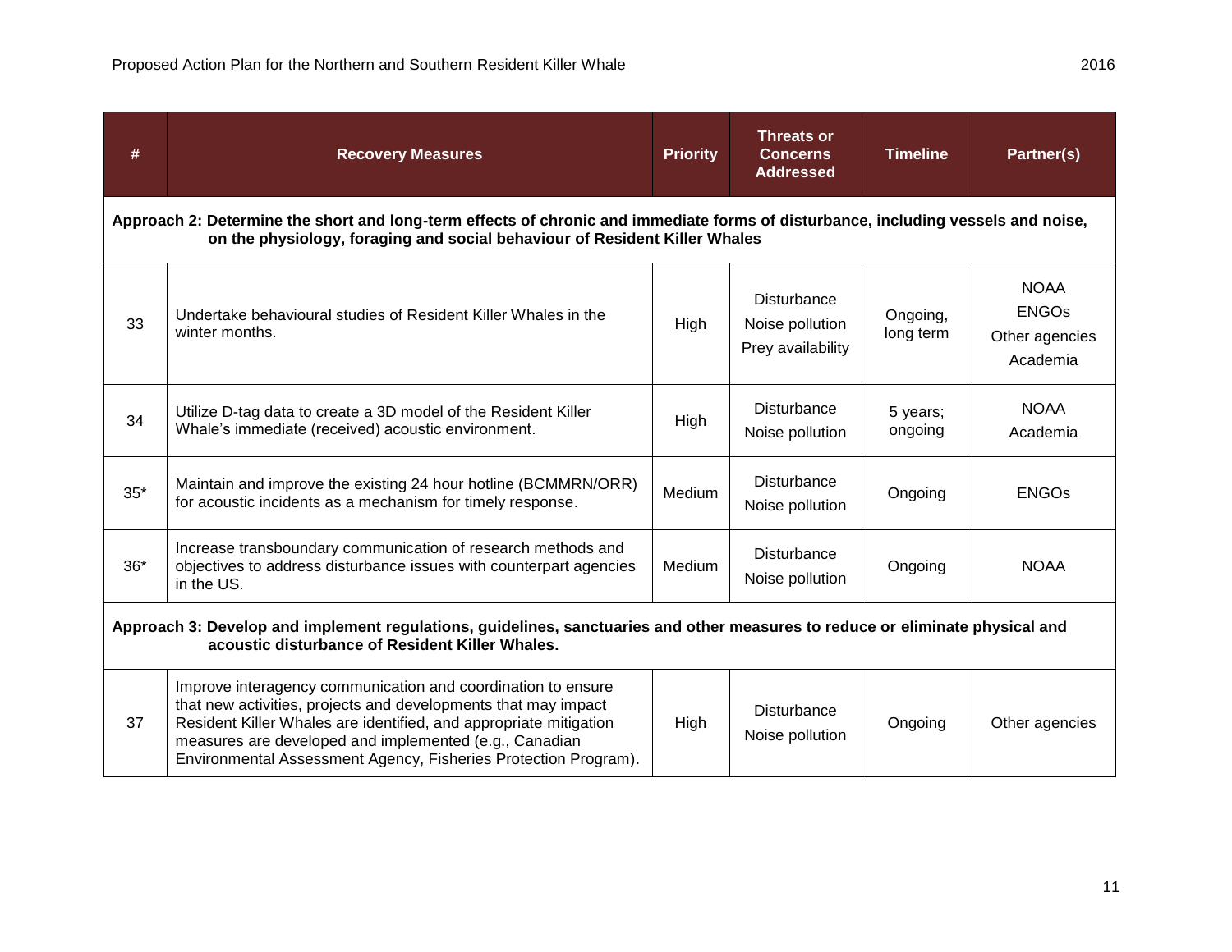| # | Recovery Measures | Priority | Threats or Concerns Addressed | Timeline | Partner(s) |
| --- | --- | --- | --- | --- | --- |
| **Approach 2: Determine the short and long-term effects of chronic and immediate forms of disturbance, including vessels and noise, on the physiology, foraging and social behaviour of Resident Killer Whales** | | | | | |
| 33 | Undertake behavioural studies of Resident Killer Whales in the winter months. | High | Disturbance<br>Noise pollution<br>Prey availability | Ongoing, long term | NOAA<br>ENGOs<br>Other agencies<br>Academia |
| 34 | Utilize D-tag data to create a 3D model of the Resident Killer Whale's immediate (received) acoustic environment. | High | Disturbance<br>Noise pollution | 5 years; ongoing | NOAA<br>Academia |
| 35* | Maintain and improve the existing 24 hour hotline (BCMMRN/ORR) for acoustic incidents as a mechanism for timely response. | Medium | Disturbance<br>Noise pollution | Ongoing | ENGOs |
| 36* | Increase transboundary communication of research methods and objectives to address disturbance issues with counterpart agencies in the US. | Medium | Disturbance<br>Noise pollution | Ongoing | NOAA |
| **Approach 3: Develop and implement regulations, guidelines, sanctuaries and other measures to reduce or eliminate physical and acoustic disturbance of Resident Killer Whales.** | | | | | |
| 37 | Improve interagency communication and coordination to ensure that new activities, projects and developments that may impact Resident Killer Whales are identified, and appropriate mitigation measures are developed and implemented (e.g., Canadian Environmental Assessment Agency, Fisheries Protection Program). | High | Disturbance<br>Noise pollution | Ongoing | Other agencies |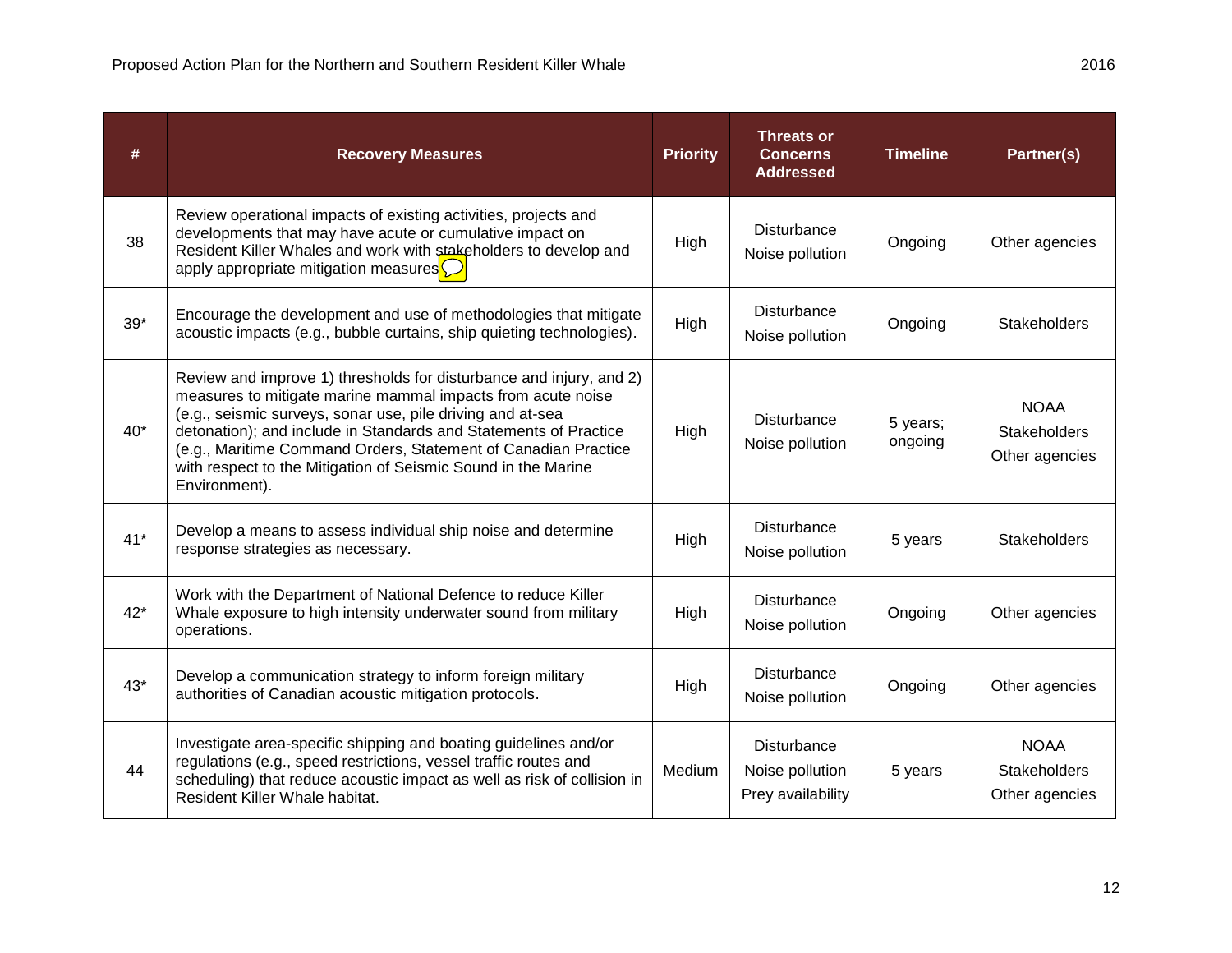| # | Recovery Measures | Priority | Threats or Concerns Addressed | Timeline | Partner(s) |
|---|---|---|---|---|---|
| 38 | Review operational impacts of existing activities, projects and developments that may have acute or cumulative impact on Resident Killer Whales and work with stakeholders to develop and apply appropriate mitigation measures | High | Disturbance<br>Noise pollution | Ongoing | Other agencies |
| 39* | Encourage the development and use of methodologies that mitigate acoustic impacts (e.g., bubble curtains, ship quieting technologies). | High | Disturbance<br>Noise pollution | Ongoing | Stakeholders |
| 40* | Review and improve 1) thresholds for disturbance and injury, and 2) measures to mitigate marine mammal impacts from acute noise (e.g., seismic surveys, sonar use, pile driving and at-sea detonation); and include in Standards and Statements of Practice (e.g., Maritime Command Orders, Statement of Canadian Practice with respect to the Mitigation of Seismic Sound in the Marine Environment). | High | Disturbance<br>Noise pollution | 5 years; ongoing | NOAA<br>Stakeholders<br>Other agencies |
| 41* | Develop a means to assess individual ship noise and determine response strategies as necessary. | High | Disturbance<br>Noise pollution | 5 years | Stakeholders |
| 42* | Work with the Department of National Defence to reduce Killer Whale exposure to high intensity underwater sound from military operations. | High | Disturbance<br>Noise pollution | Ongoing | Other agencies |
| 43* | Develop a communication strategy to inform foreign military authorities of Canadian acoustic mitigation protocols. | High | Disturbance<br>Noise pollution | Ongoing | Other agencies |
| 44 | Investigate area-specific shipping and boating guidelines and/or regulations (e.g., speed restrictions, vessel traffic routes and scheduling) that reduce acoustic impact as well as risk of collision in Resident Killer Whale habitat. | Medium | Disturbance<br>Noise pollution<br>Prey availability | 5 years | NOAA<br>Stakeholders<br>Other agencies |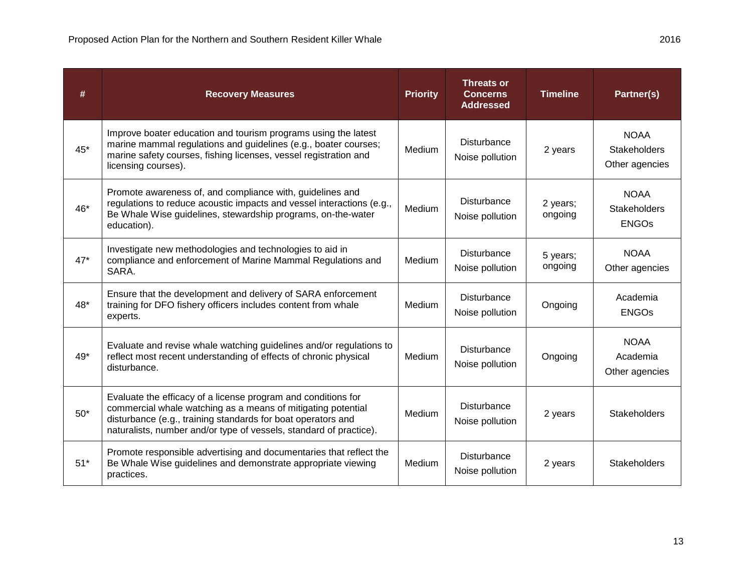| # | Recovery Measures | Priority | Threats or Concerns Addressed | Timeline | Partner(s) |
|---|---|---|---|---|---|
| 45* | Improve boater education and tourism programs using the latest marine mammal regulations and guidelines (e.g., boater courses; marine safety courses, fishing licenses, vessel registration and licensing courses). | Medium | Disturbance<br>Noise pollution | 2 years | NOAA<br>Stakeholders<br>Other agencies |
| 46* | Promote awareness of, and compliance with, guidelines and regulations to reduce acoustic impacts and vessel interactions (e.g., Be Whale Wise guidelines, stewardship programs, on-the-water education). | Medium | Disturbance<br>Noise pollution | 2 years; ongoing | NOAA<br>Stakeholders<br>ENGOs |
| 47* | Investigate new methodologies and technologies to aid in compliance and enforcement of Marine Mammal Regulations and SARA. | Medium | Disturbance<br>Noise pollution | 5 years; ongoing | NOAA<br>Other agencies |
| 48* | Ensure that the development and delivery of SARA enforcement training for DFO fishery officers includes content from whale experts. | Medium | Disturbance<br>Noise pollution | Ongoing | Academia<br>ENGOs |
| 49* | Evaluate and revise whale watching guidelines and/or regulations to reflect most recent understanding of effects of chronic physical disturbance. | Medium | Disturbance<br>Noise pollution | Ongoing | NOAA<br>Academia<br>Other agencies |
| 50* | Evaluate the efficacy of a license program and conditions for commercial whale watching as a means of mitigating potential disturbance (e.g., training standards for boat operators and naturalists, number and/or type of vessels, standard of practice). | Medium | Disturbance<br>Noise pollution | 2 years | Stakeholders |
| 51* | Promote responsible advertising and documentaries that reflect the Be Whale Wise guidelines and demonstrate appropriate viewing practices. | Medium | Disturbance<br>Noise pollution | 2 years | Stakeholders |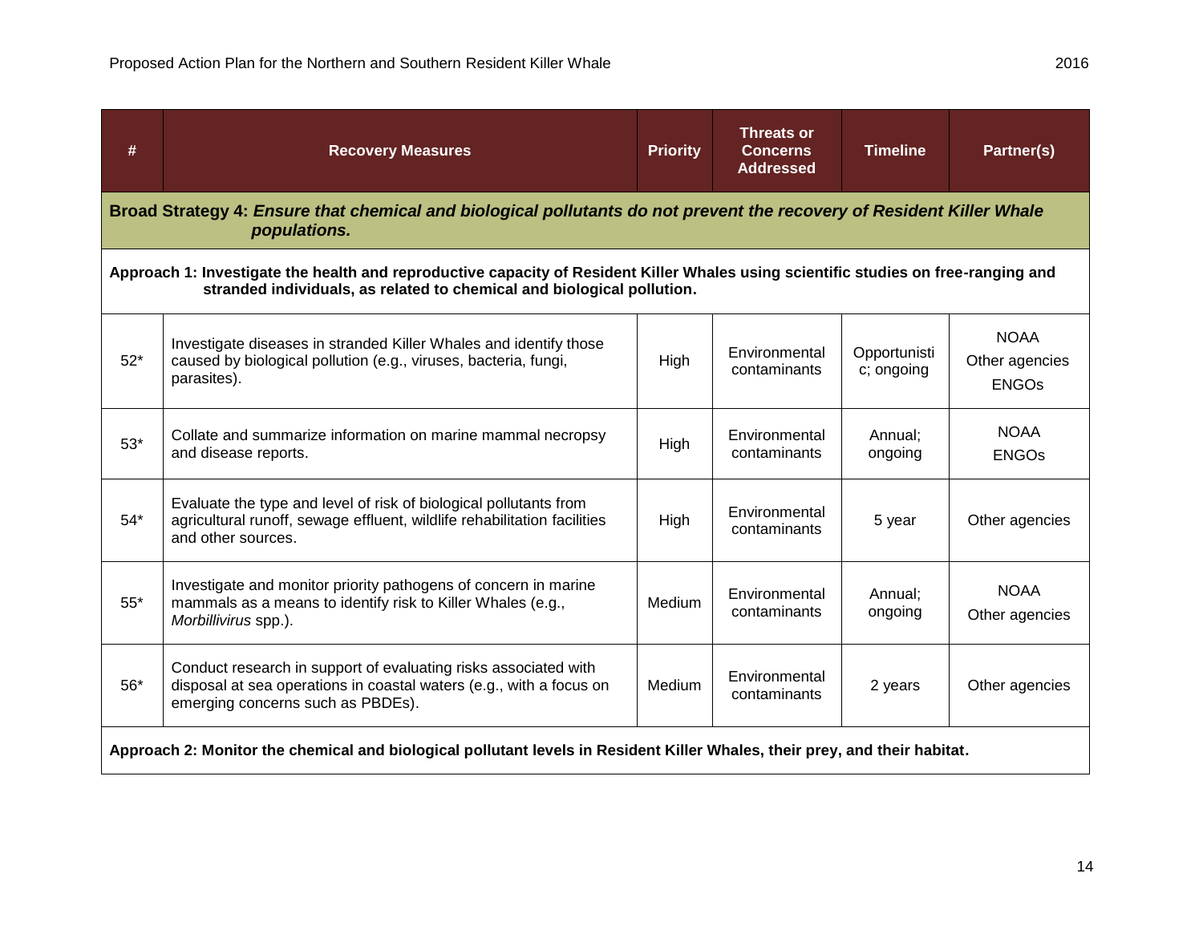| # | Recovery Measures | Priority | Threats or Concerns Addressed | Timeline | Partner(s) |
|---|---|---|---|---|---|
| **Broad Strategy 4:** ***Ensure that chemical and biological pollutants do not prevent the recovery of Resident Killer Whale populations.*** | | | | | |
| **Approach 1: Investigate the health and reproductive capacity of Resident Killer Whales using scientific studies on free-ranging and stranded individuals, as related to chemical and biological pollution.** | | | | | |
| 52* | Investigate diseases in stranded Killer Whales and identify those caused by biological pollution (e.g., viruses, bacteria, fungi, parasites). | High | Environmental contaminants | Opportunistic; ongoing | NOAA<br>Other agencies<br>ENGOs |
| 53* | Collate and summarize information on marine mammal necropsy and disease reports. | High | Environmental contaminants | Annual; ongoing | NOAA<br>ENGOs |
| 54* | Evaluate the type and level of risk of biological pollutants from agricultural runoff, sewage effluent, wildlife rehabilitation facilities and other sources. | High | Environmental contaminants | 5 year | Other agencies |
| 55* | Investigate and monitor priority pathogens of concern in marine mammals as a means to identify risk to Killer Whales (e.g., *Morbillivirus* spp.). | Medium | Environmental contaminants | Annual; ongoing | NOAA<br>Other agencies |
| 56* | Conduct research in support of evaluating risks associated with disposal at sea operations in coastal waters (e.g., with a focus on emerging concerns such as PBDEs). | Medium | Environmental contaminants | 2 years | Other agencies |
| **Approach 2: Monitor the chemical and biological pollutant levels in Resident Killer Whales, their prey, and their habitat.** | | | | | |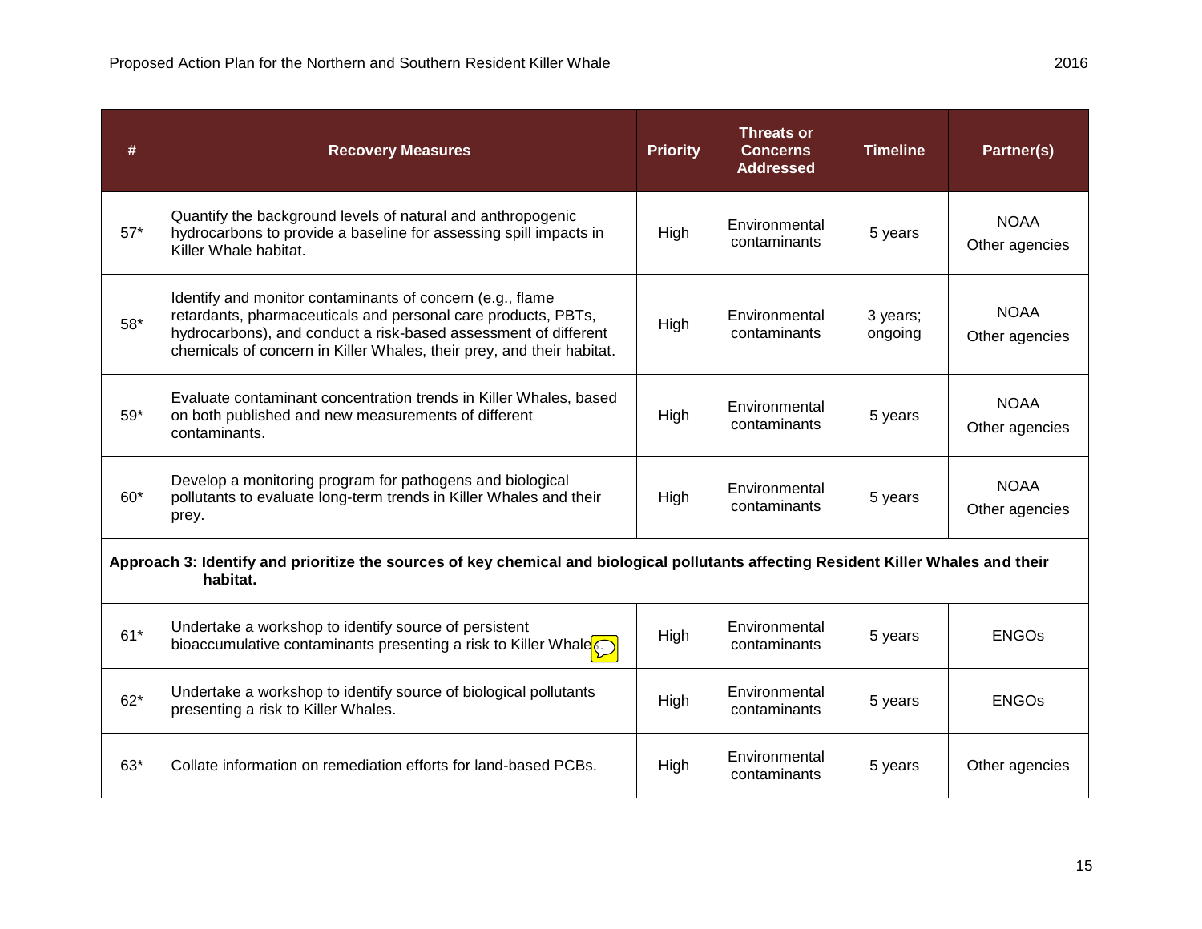| # | Recovery Measures | Priority | Threats or Concerns Addressed | Timeline | Partner(s) |
|---|---|---|---|---|---|
| 57* | Quantify the background levels of natural and anthropogenic hydrocarbons to provide a baseline for assessing spill impacts in Killer Whale habitat. | High | Environmental contaminants | 5 years | NOAA Other agencies |
| 58* | Identify and monitor contaminants of concern (e.g., flame retardants, pharmaceuticals and personal care products, PBTs, hydrocarbons), and conduct a risk-based assessment of different chemicals of concern in Killer Whales, their prey, and their habitat. | High | Environmental contaminants | 3 years; ongoing | NOAA Other agencies |
| 59* | Evaluate contaminant concentration trends in Killer Whales, based on both published and new measurements of different contaminants. | High | Environmental contaminants | 5 years | NOAA Other agencies |
| 60* | Develop a monitoring program for pathogens and biological pollutants to evaluate long-term trends in Killer Whales and their prey. | High | Environmental contaminants | 5 years | NOAA Other agencies |
| **Approach 3: Identify and prioritize the sources of key chemical and biological pollutants affecting Resident Killer Whales and their habitat.** | | | | | |
| 61* | Undertake a workshop to identify source of persistent bioaccumulative contaminants presenting a risk to Killer Whale | High | Environmental contaminants | 5 years | ENGOs |
| 62* | Undertake a workshop to identify source of biological pollutants presenting a risk to Killer Whales. | High | Environmental contaminants | 5 years | ENGOs |
| 63* | Collate information on remediation efforts for land-based PCBs. | High | Environmental contaminants | 5 years | Other agencies |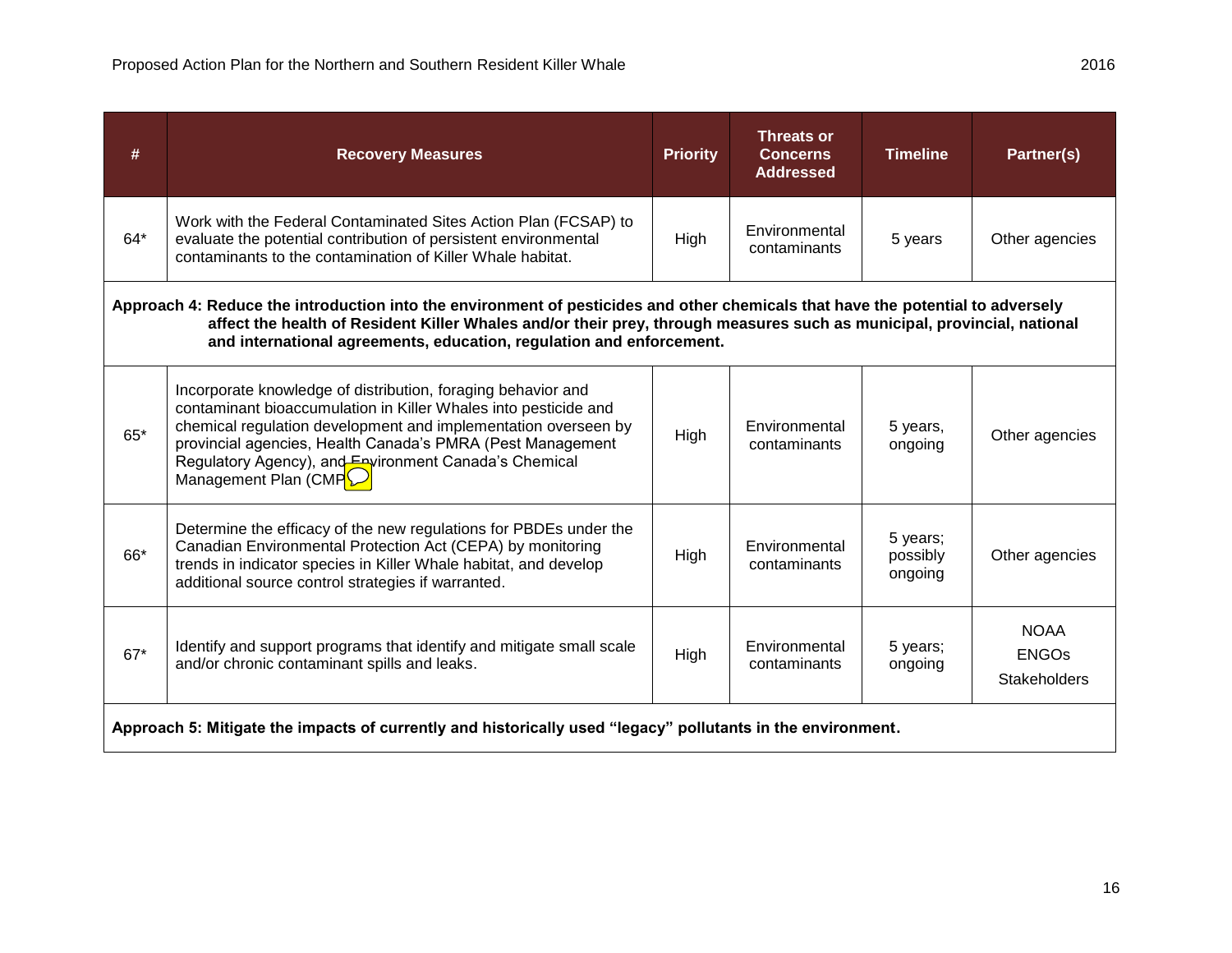| # | Recovery Measures | Priority | Threats or Concerns Addressed | Timeline | Partner(s) |
|---|---|---|---|---|---|
| 64* | Work with the Federal Contaminated Sites Action Plan (FCSAP) to evaluate the potential contribution of persistent environmental contaminants to the contamination of Killer Whale habitat. | High | Environmental contaminants | 5 years | Other agencies |
| **Approach 4: Reduce the introduction into the environment of pesticides and other chemicals that have the potential to adversely affect the health of Resident Killer Whales and/or their prey, through measures such as municipal, provincial, national and international agreements, education, regulation and enforcement.** | | | | | |
| 65* | Incorporate knowledge of distribution, foraging behavior and contaminant bioaccumulation in Killer Whales into pesticide and chemical regulation development and implementation overseen by provincial agencies, Health Canada's PMRA (Pest Management Regulatory Agency), and Environment Canada's Chemical Management Plan (CMP) | High | Environmental contaminants | 5 years, ongoing | Other agencies |
| 66* | Determine the efficacy of the new regulations for PBDEs under the Canadian Environmental Protection Act (CEPA) by monitoring trends in indicator species in Killer Whale habitat, and develop additional source control strategies if warranted. | High | Environmental contaminants | 5 years; possibly ongoing | Other agencies |
| 67* | Identify and support programs that identify and mitigate small scale and/or chronic contaminant spills and leaks. | High | Environmental contaminants | 5 years; ongoing | NOAA<br>ENGOs<br>Stakeholders |
| **Approach 5: Mitigate the impacts of currently and historically used "legacy" pollutants in the environment.** | | | | | |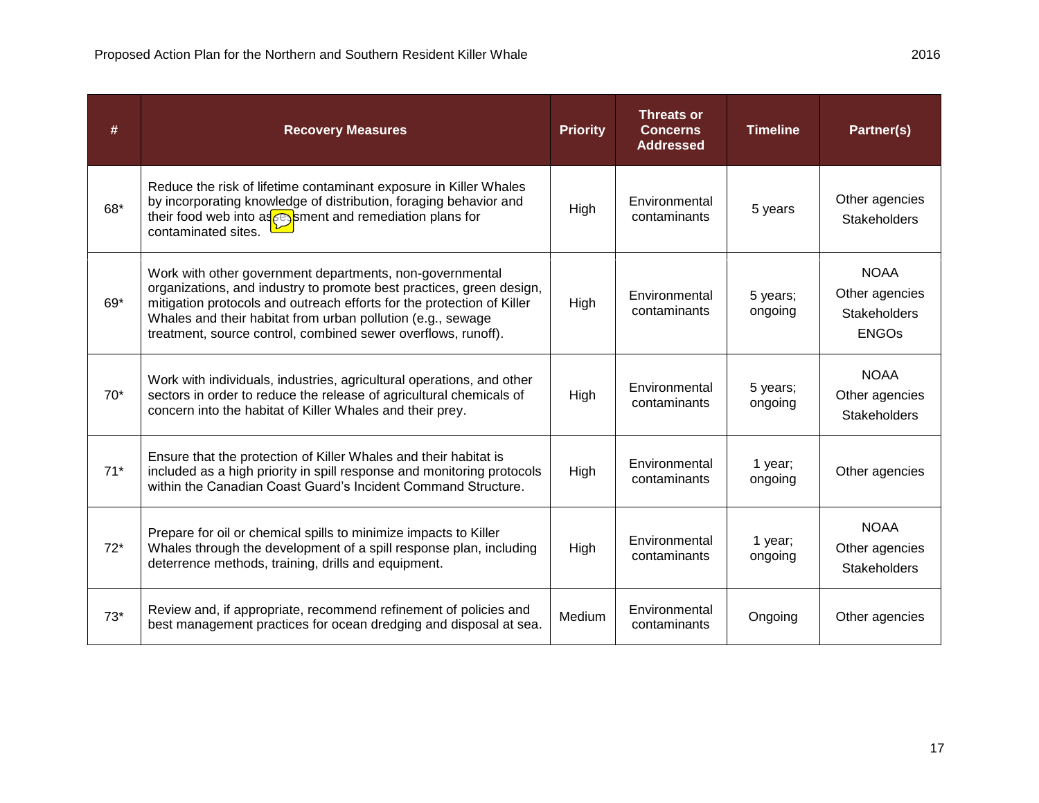| # | Recovery Measures | Priority | Threats or Concerns Addressed | Timeline | Partner(s) |
|---|---|---|---|---|---|
| 68* | Reduce the risk of lifetime contaminant exposure in Killer Whales by incorporating knowledge of distribution, foraging behavior and their food web into assessment and remediation plans for contaminated sites. | High | Environmental contaminants | 5 years | Other agencies<br>Stakeholders |
| 69* | Work with other government departments, non-governmental organizations, and industry to promote best practices, green design, mitigation protocols and outreach efforts for the protection of Killer Whales and their habitat from urban pollution (e.g., sewage treatment, source control, combined sewer overflows, runoff). | High | Environmental contaminants | 5 years; ongoing | NOAA<br>Other agencies<br>Stakeholders<br>ENGOs |
| 70* | Work with individuals, industries, agricultural operations, and other sectors in order to reduce the release of agricultural chemicals of concern into the habitat of Killer Whales and their prey. | High | Environmental contaminants | 5 years; ongoing | NOAA<br>Other agencies<br>Stakeholders |
| 71* | Ensure that the protection of Killer Whales and their habitat is included as a high priority in spill response and monitoring protocols within the Canadian Coast Guard's Incident Command Structure. | High | Environmental contaminants | 1 year; ongoing | Other agencies |
| 72* | Prepare for oil or chemical spills to minimize impacts to Killer Whales through the development of a spill response plan, including deterrence methods, training, drills and equipment. | High | Environmental contaminants | 1 year; ongoing | NOAA<br>Other agencies<br>Stakeholders |
| 73* | Review and, if appropriate, recommend refinement of policies and best management practices for ocean dredging and disposal at sea. | Medium | Environmental contaminants | Ongoing | Other agencies |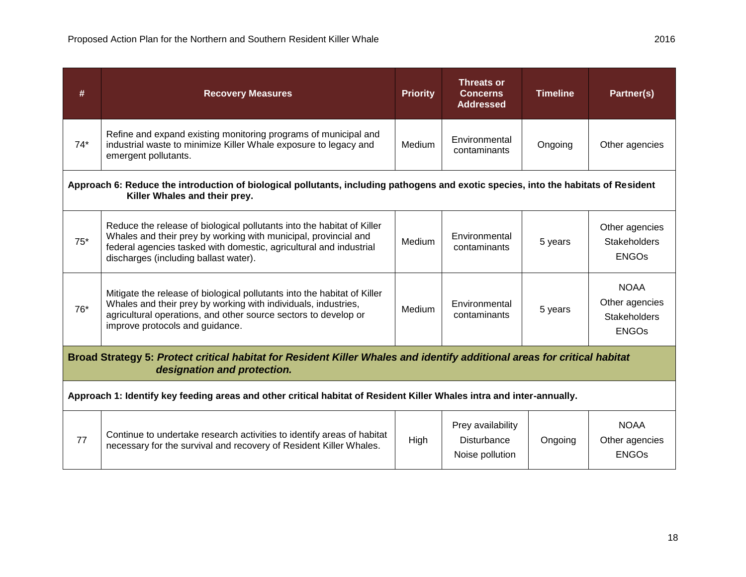| # | Recovery Measures | Priority | Threats or Concerns Addressed | Timeline | Partner(s) |
|---|---|---|---|---|---|
| 74* | Refine and expand existing monitoring programs of municipal and industrial waste to minimize Killer Whale exposure to legacy and emergent pollutants. | Medium | Environmental contaminants | Ongoing | Other agencies |
| **Approach 6: Reduce the introduction of biological pollutants, including pathogens and exotic species, into the habitats of Resident Killer Whales and their prey.** | | | | | |
| 75* | Reduce the release of biological pollutants into the habitat of Killer Whales and their prey by working with municipal, provincial and federal agencies tasked with domestic, agricultural and industrial discharges (including ballast water). | Medium | Environmental contaminants | 5 years | Other agencies<br>Stakeholders<br>ENGOs |
| 76* | Mitigate the release of biological pollutants into the habitat of Killer Whales and their prey by working with individuals, industries, agricultural operations, and other source sectors to develop or improve protocols and guidance. | Medium | Environmental contaminants | 5 years | NOAA<br>Other agencies<br>Stakeholders<br>ENGOs |
| **Broad Strategy 5: *Protect critical habitat for Resident Killer Whales and identify additional areas for critical habitat designation and protection.*** | | | | | |
| **Approach 1: Identify key feeding areas and other critical habitat of Resident Killer Whales intra and inter-annually.** | | | | | |
| 77 | Continue to undertake research activities to identify areas of habitat necessary for the survival and recovery of Resident Killer Whales. | High | Prey availability<br>Disturbance<br>Noise pollution | Ongoing | NOAA<br>Other agencies<br>ENGOs |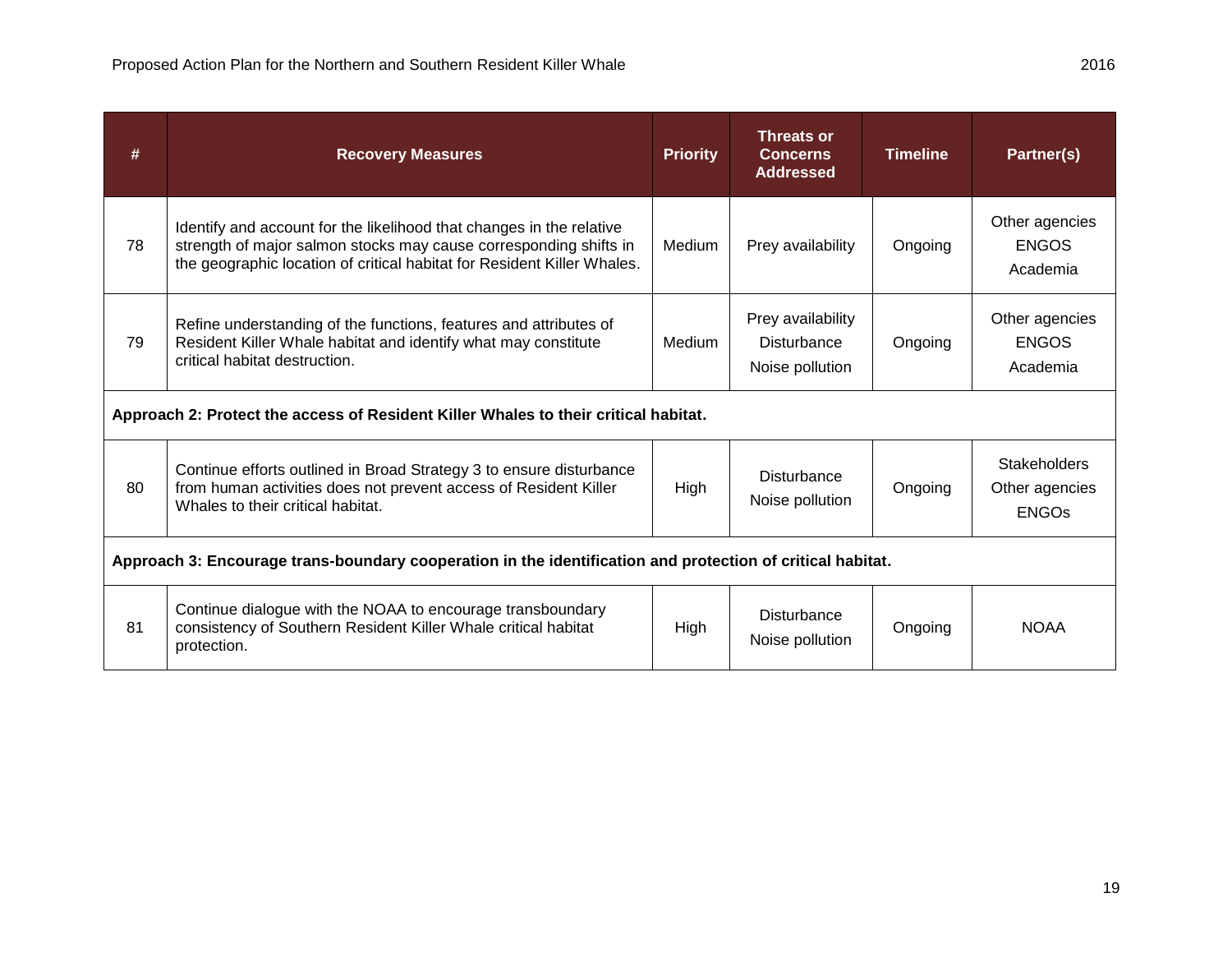| # | Recovery Measures | Priority | Threats or Concerns Addressed | Timeline | Partner(s) |
|---|---|---|---|---|---|
| 78 | Identify and account for the likelihood that changes in the relative strength of major salmon stocks may cause corresponding shifts in the geographic location of critical habitat for Resident Killer Whales. | Medium | Prey availability | Ongoing | Other agencies<br>ENGOS<br>Academia |
| 79 | Refine understanding of the functions, features and attributes of Resident Killer Whale habitat and identify what may constitute critical habitat destruction. | Medium | Prey availability<br>Disturbance<br>Noise pollution | Ongoing | Other agencies<br>ENGOS<br>Academia |
| **Approach 2: Protect the access of Resident Killer Whales to their critical habitat.** | | | | | |
| 80 | Continue efforts outlined in Broad Strategy 3 to ensure disturbance from human activities does not prevent access of Resident Killer Whales to their critical habitat. | High | Disturbance<br>Noise pollution | Ongoing | Stakeholders<br>Other agencies<br>ENGOs |
| **Approach 3: Encourage trans-boundary cooperation in the identification and protection of critical habitat.** | | | | | |
| 81 | Continue dialogue with the NOAA to encourage transboundary consistency of Southern Resident Killer Whale critical habitat protection. | High | Disturbance<br>Noise pollution | Ongoing | NOAA |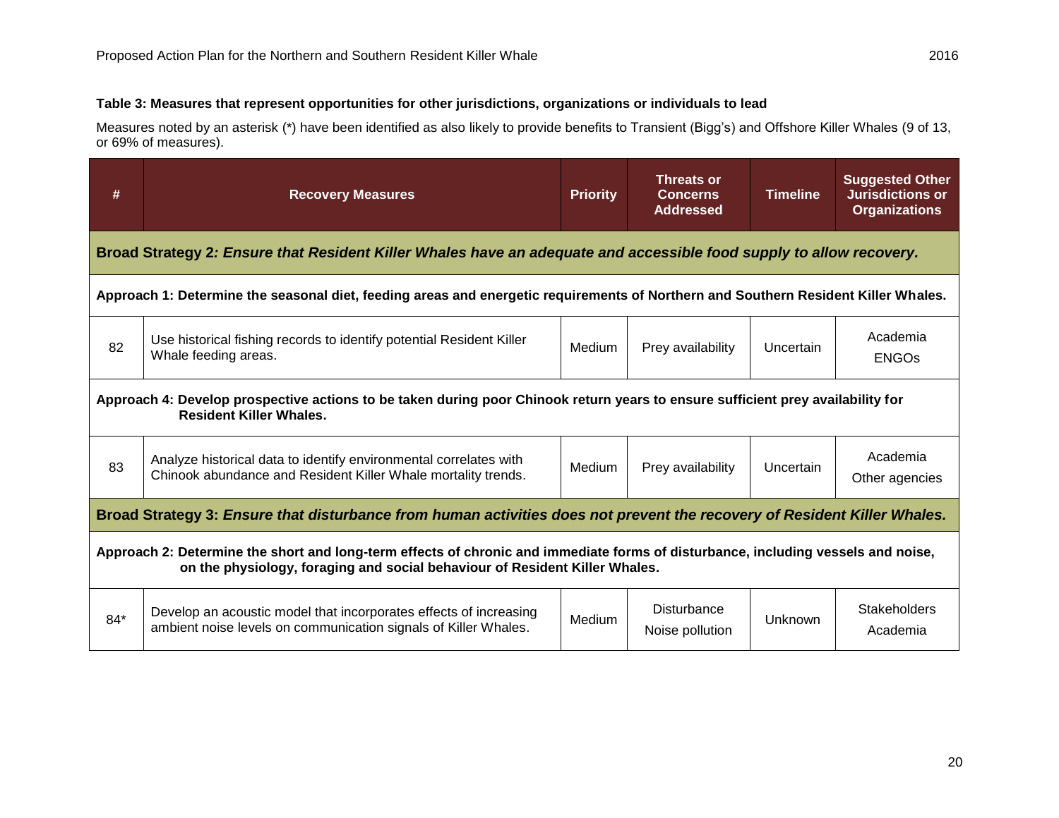**Table 3: Measures that represent opportunities for other jurisdictions, organizations or individuals to lead**

Measures noted by an asterisk (*) have been identified as also likely to provide benefits to Transient (Bigg's) and Offshore Killer Whales (9 of 13, or 69% of measures).

| # | Recovery Measures | Priority | Threats or Concerns Addressed | Timeline | Suggested Other Jurisdictions or Organizations |
|---|---|---|---|---|---|
| **Broad Strategy 2*: Ensure that Resident Killer Whales have an adequate and accessible food supply to allow recovery.*** | | | | | |
| **Approach 1: Determine the seasonal diet, feeding areas and energetic requirements of Northern and Southern Resident Killer Whales.** | | | | | |
| 82 | Use historical fishing records to identify potential Resident Killer Whale feeding areas. | Medium | Prey availability | Uncertain | Academia<br>ENGOs |
| **Approach 4: Develop prospective actions to be taken during poor Chinook return years to ensure sufficient prey availability for Resident Killer Whales.** | | | | | |
| 83 | Analyze historical data to identify environmental correlates with Chinook abundance and Resident Killer Whale mortality trends. | Medium | Prey availability | Uncertain | Academia<br>Other agencies |
| **Broad Strategy 3:** ***Ensure that disturbance from human activities does not prevent the recovery of Resident Killer Whales.*** | | | | | |
| **Approach 2: Determine the short and long-term effects of chronic and immediate forms of disturbance, including vessels and noise, on the physiology, foraging and social behaviour of Resident Killer Whales.** | | | | | |
| 84* | Develop an acoustic model that incorporates effects of increasing ambient noise levels on communication signals of Killer Whales. | Medium | Disturbance<br>Noise pollution | Unknown | Stakeholders<br>Academia |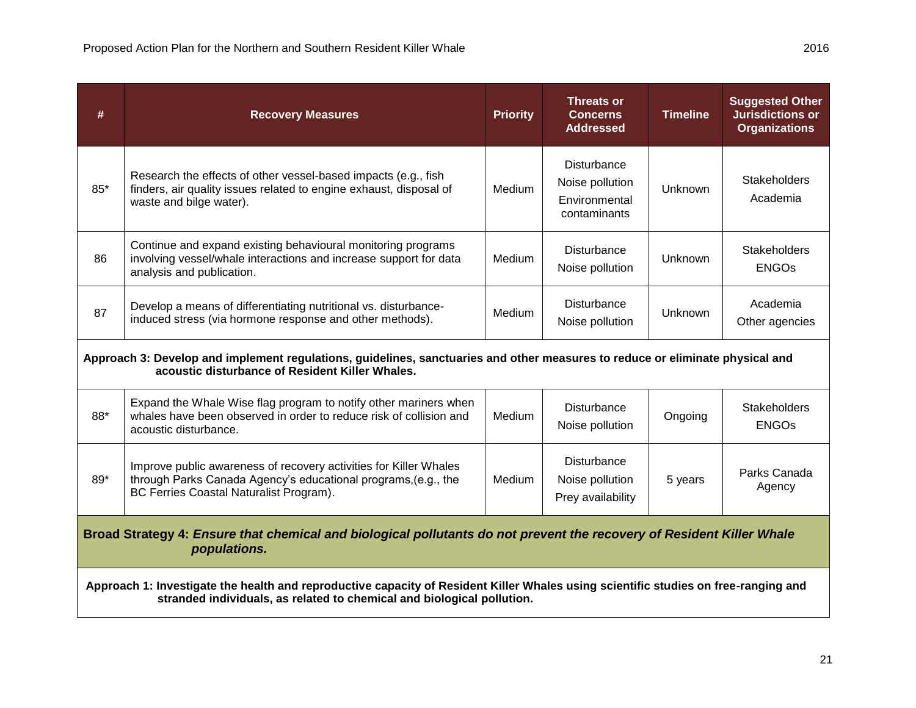| # | Recovery Measures | Priority | Threats or Concerns Addressed | Timeline | Suggested Other Jurisdictions or Organizations |
|---|---|---|---|---|---|
| 85* | Research the effects of other vessel-based impacts (e.g., fish finders, air quality issues related to engine exhaust, disposal of waste and bilge water). | Medium | Disturbance<br>Noise pollution<br>Environmental contaminants | Unknown | Stakeholders<br>Academia |
| 86 | Continue and expand existing behavioural monitoring programs involving vessel/whale interactions and increase support for data analysis and publication. | Medium | Disturbance<br>Noise pollution | Unknown | Stakeholders<br>ENGOs |
| 87 | Develop a means of differentiating nutritional vs. disturbance-induced stress (via hormone response and other methods). | Medium | Disturbance<br>Noise pollution | Unknown | Academia<br>Other agencies |
| **Approach 3: Develop and implement regulations, guidelines, sanctuaries and other measures to reduce or eliminate physical and acoustic disturbance of Resident Killer Whales.** | | | | | |
| 88* | Expand the Whale Wise flag program to notify other mariners when whales have been observed in order to reduce risk of collision and acoustic disturbance. | Medium | Disturbance<br>Noise pollution | Ongoing | Stakeholders<br>ENGOs |
| 89* | Improve public awareness of recovery activities for Killer Whales through Parks Canada Agency's educational programs,(e.g., the BC Ferries Coastal Naturalist Program). | Medium | Disturbance<br>Noise pollution<br>Prey availability | 5 years | Parks Canada Agency |
| **Broad Strategy 4:** ***Ensure that chemical and biological pollutants do not prevent the recovery of Resident Killer Whale populations.*** | | | | | |
| **Approach 1: Investigate the health and reproductive capacity of Resident Killer Whales using scientific studies on free-ranging and stranded individuals, as related to chemical and biological pollution.** | | | | | |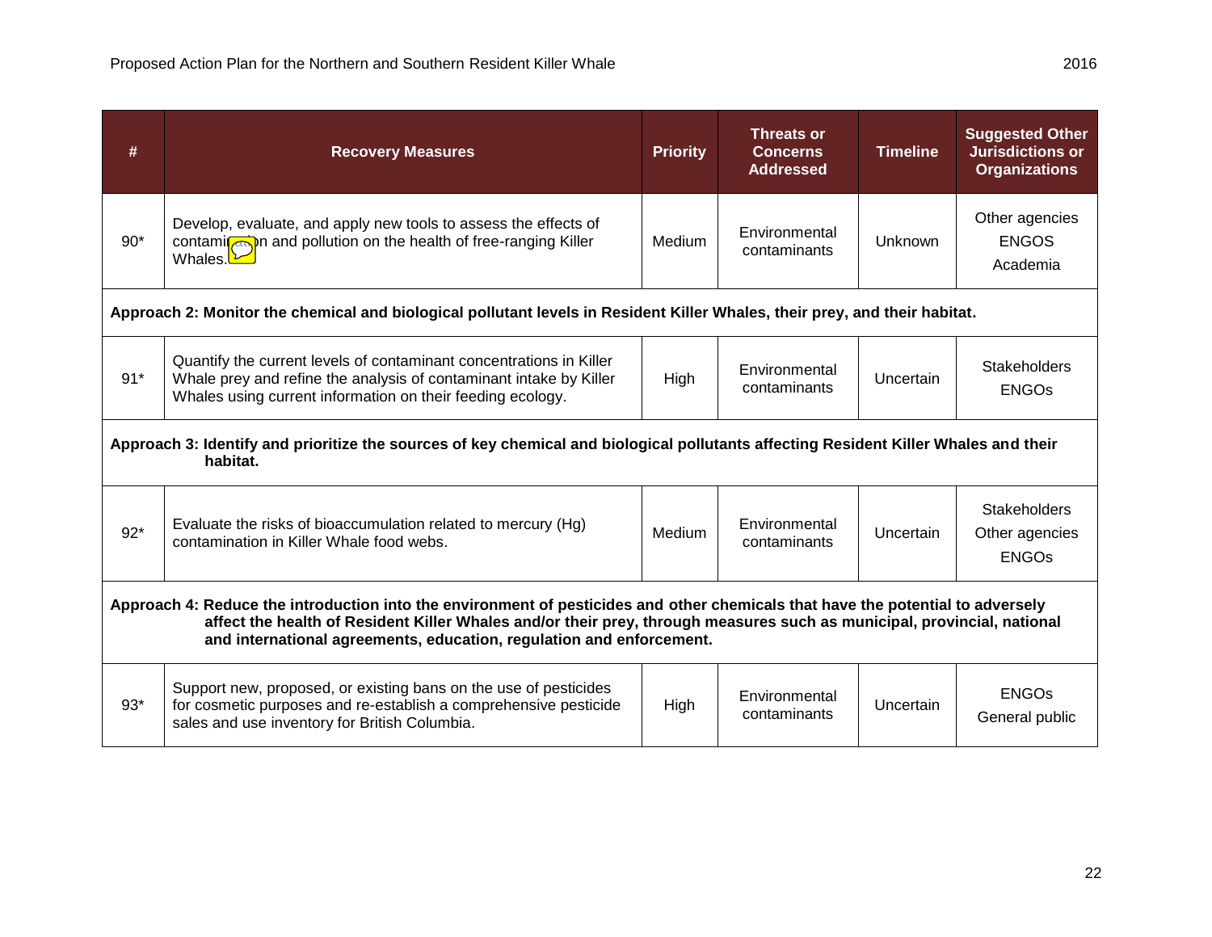| # | Recovery Measures | Priority | Threats or Concerns Addressed | Timeline | Suggested Other Jurisdictions or Organizations |
|---|---|---|---|---|---|
| 90* | Develop, evaluate, and apply new tools to assess the effects of contamination and pollution on the health of free-ranging Killer Whales. | Medium | Environmental contaminants | Unknown | Other agencies ENGOS Academia |
| **Approach 2: Monitor the chemical and biological pollutant levels in Resident Killer Whales, their prey, and their habitat.** | | | | | |
| 91* | Quantify the current levels of contaminant concentrations in Killer Whale prey and refine the analysis of contaminant intake by Killer Whales using current information on their feeding ecology. | High | Environmental contaminants | Uncertain | Stakeholders ENGOs |
| **Approach 3: Identify and prioritize the sources of key chemical and biological pollutants affecting Resident Killer Whales and their habitat.** | | | | | |
| 92* | Evaluate the risks of bioaccumulation related to mercury (Hg) contamination in Killer Whale food webs. | Medium | Environmental contaminants | Uncertain | Stakeholders Other agencies ENGOs |
| **Approach 4: Reduce the introduction into the environment of pesticides and other chemicals that have the potential to adversely affect the health of Resident Killer Whales and/or their prey, through measures such as municipal, provincial, national and international agreements, education, regulation and enforcement.** | | | | | |
| 93* | Support new, proposed, or existing bans on the use of pesticides for cosmetic purposes and re-establish a comprehensive pesticide sales and use inventory for British Columbia. | High | Environmental contaminants | Uncertain | ENGOs General public |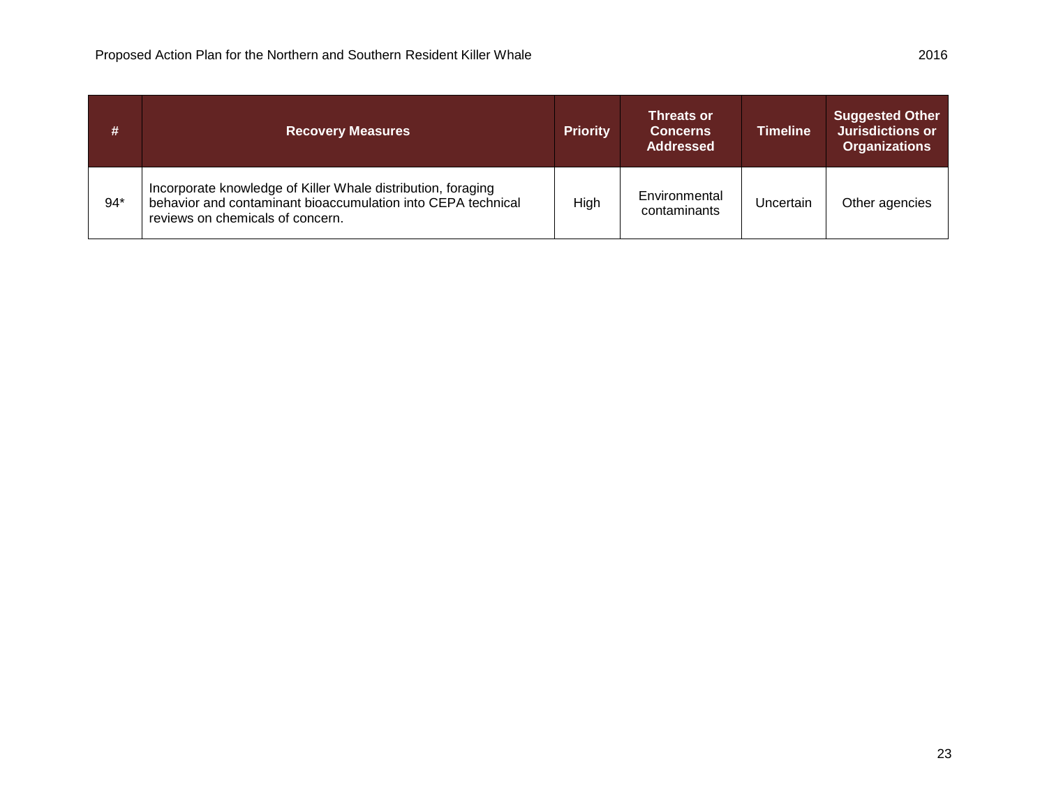| # | Recovery Measures | Priority | Threats or Concerns Addressed | Timeline | Suggested Other Jurisdictions or Organizations |
|---|---|---|---|---|---|
| 94* | Incorporate knowledge of Killer Whale distribution, foraging behavior and contaminant bioaccumulation into CEPA technical reviews on chemicals of concern. | High | Environmental contaminants | Uncertain | Other agencies |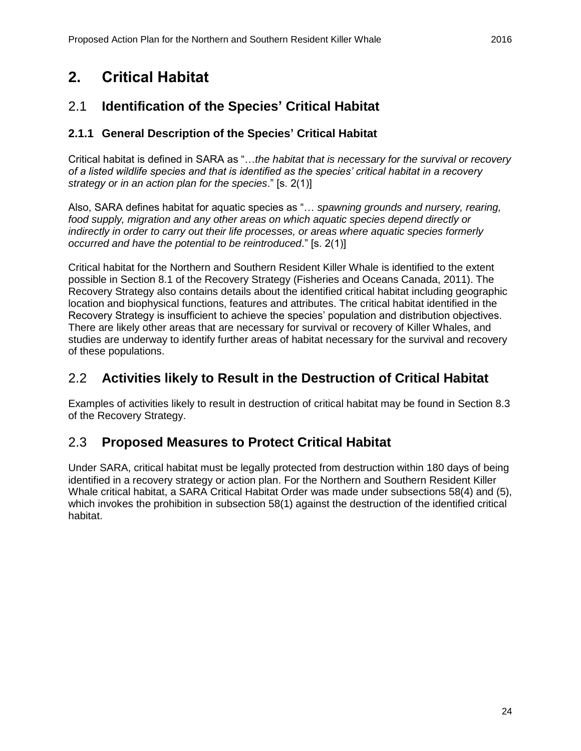# 2. Critical Habitat

## 2.1 Identification of the Species' Critical Habitat

### 2.1.1 General Description of the Species' Critical Habitat

Critical habitat is defined in SARA as "*…the habitat that is necessary for the survival or recovery of a listed wildlife species and that is identified as the species' critical habitat in a recovery strategy or in an action plan for the species*." [s. 2(1)]

Also, SARA defines habitat for aquatic species as "*… spawning grounds and nursery, rearing, food supply, migration and any other areas on which aquatic species depend directly or indirectly in order to carry out their life processes, or areas where aquatic species formerly occurred and have the potential to be reintroduced*." [s. 2(1)]

Critical habitat for the Northern and Southern Resident Killer Whale is identified to the extent possible in Section 8.1 of the Recovery Strategy (Fisheries and Oceans Canada, 2011). The Recovery Strategy also contains details about the identified critical habitat including geographic location and biophysical functions, features and attributes. The critical habitat identified in the Recovery Strategy is insufficient to achieve the species' population and distribution objectives. There are likely other areas that are necessary for survival or recovery of Killer Whales, and studies are underway to identify further areas of habitat necessary for the survival and recovery of these populations.

## 2.2 Activities likely to Result in the Destruction of Critical Habitat

Examples of activities likely to result in destruction of critical habitat may be found in Section 8.3 of the Recovery Strategy.

## 2.3 Proposed Measures to Protect Critical Habitat

Under SARA, critical habitat must be legally protected from destruction within 180 days of being identified in a recovery strategy or action plan. For the Northern and Southern Resident Killer Whale critical habitat, a SARA Critical Habitat Order was made under subsections 58(4) and (5), which invokes the prohibition in subsection 58(1) against the destruction of the identified critical habitat.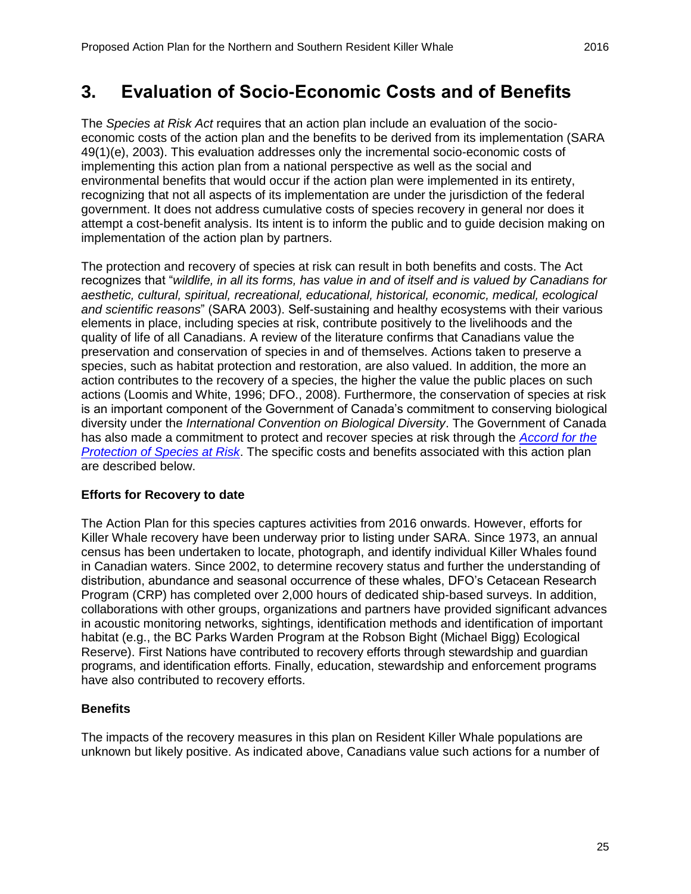# 3. Evaluation of Socio-Economic Costs and of Benefits

The *Species at Risk Act* requires that an action plan include an evaluation of the socio-economic costs of the action plan and the benefits to be derived from its implementation (SARA 49(1)(e), 2003). This evaluation addresses only the incremental socio-economic costs of implementing this action plan from a national perspective as well as the social and environmental benefits that would occur if the action plan were implemented in its entirety, recognizing that not all aspects of its implementation are under the jurisdiction of the federal government. It does not address cumulative costs of species recovery in general nor does it attempt a cost-benefit analysis. Its intent is to inform the public and to guide decision making on implementation of the action plan by partners.

The protection and recovery of species at risk can result in both benefits and costs. The Act recognizes that "*wildlife, in all its forms, has value in and of itself and is valued by Canadians for aesthetic, cultural, spiritual, recreational, educational, historical, economic, medical, ecological and scientific reasons*" (SARA 2003). Self-sustaining and healthy ecosystems with their various elements in place, including species at risk, contribute positively to the livelihoods and the quality of life of all Canadians. A review of the literature confirms that Canadians value the preservation and conservation of species in and of themselves. Actions taken to preserve a species, such as habitat protection and restoration, are also valued. In addition, the more an action contributes to the recovery of a species, the higher the value the public places on such actions (Loomis and White, 1996; DFO., 2008). Furthermore, the conservation of species at risk is an important component of the Government of Canada's commitment to conserving biological diversity under the *International Convention on Biological Diversity*. The Government of Canada has also made a commitment to protect and recover species at risk through the *Accord for the Protection of Species at Risk*. The specific costs and benefits associated with this action plan are described below.

### Efforts for Recovery to date

The Action Plan for this species captures activities from 2016 onwards. However, efforts for Killer Whale recovery have been underway prior to listing under SARA. Since 1973, an annual census has been undertaken to locate, photograph, and identify individual Killer Whales found in Canadian waters. Since 2002, to determine recovery status and further the understanding of distribution, abundance and seasonal occurrence of these whales, DFO's Cetacean Research Program (CRP) has completed over 2,000 hours of dedicated ship-based surveys. In addition, collaborations with other groups, organizations and partners have provided significant advances in acoustic monitoring networks, sightings, identification methods and identification of important habitat (e.g., the BC Parks Warden Program at the Robson Bight (Michael Bigg) Ecological Reserve). First Nations have contributed to recovery efforts through stewardship and guardian programs, and identification efforts. Finally, education, stewardship and enforcement programs have also contributed to recovery efforts.

### Benefits

The impacts of the recovery measures in this plan on Resident Killer Whale populations are unknown but likely positive. As indicated above, Canadians value such actions for a number of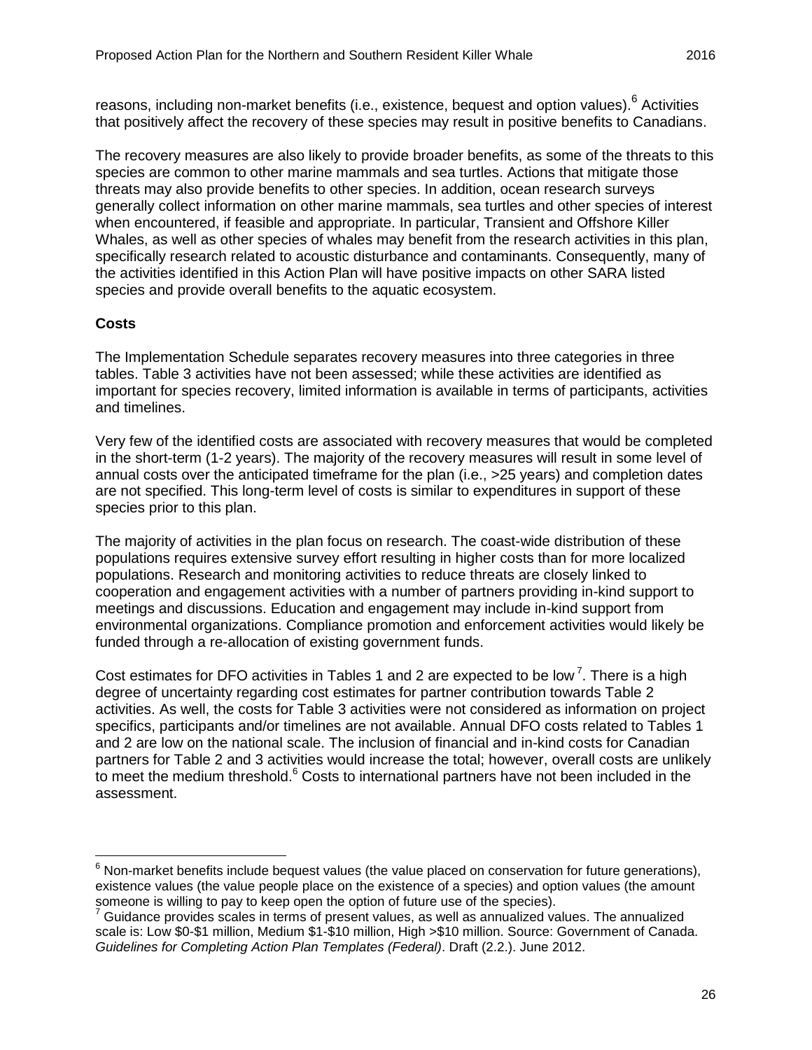reasons, including non-market benefits (i.e., existence, bequest and option values).[6] Activities that positively affect the recovery of these species may result in positive benefits to Canadians.

The recovery measures are also likely to provide broader benefits, as some of the threats to this species are common to other marine mammals and sea turtles. Actions that mitigate those threats may also provide benefits to other species. In addition, ocean research surveys generally collect information on other marine mammals, sea turtles and other species of interest when encountered, if feasible and appropriate. In particular, Transient and Offshore Killer Whales, as well as other species of whales may benefit from the research activities in this plan, specifically research related to acoustic disturbance and contaminants. Consequently, many of the activities identified in this Action Plan will have positive impacts on other SARA listed species and provide overall benefits to the aquatic ecosystem.

**Costs**

The Implementation Schedule separates recovery measures into three categories in three tables. Table 3 activities have not been assessed; while these activities are identified as important for species recovery, limited information is available in terms of participants, activities and timelines.

Very few of the identified costs are associated with recovery measures that would be completed in the short-term (1-2 years). The majority of the recovery measures will result in some level of annual costs over the anticipated timeframe for the plan (i.e., >25 years) and completion dates are not specified. This long-term level of costs is similar to expenditures in support of these species prior to this plan.

The majority of activities in the plan focus on research. The coast-wide distribution of these populations requires extensive survey effort resulting in higher costs than for more localized populations. Research and monitoring activities to reduce threats are closely linked to cooperation and engagement activities with a number of partners providing in-kind support to meetings and discussions. Education and engagement may include in-kind support from environmental organizations. Compliance promotion and enforcement activities would likely be funded through a re-allocation of existing government funds.

Cost estimates for DFO activities in Tables 1 and 2 are expected to be low[7]. There is a high degree of uncertainty regarding cost estimates for partner contribution towards Table 2 activities. As well, the costs for Table 3 activities were not considered as information on project specifics, participants and/or timelines are not available. Annual DFO costs related to Tables 1 and 2 are low on the national scale. The inclusion of financial and in-kind costs for Canadian partners for Table 2 and 3 activities would increase the total; however, overall costs are unlikely to meet the medium threshold.[6] Costs to international partners have not been included in the assessment.

---

[6] Non-market benefits include bequest values (the value placed on conservation for future generations), existence values (the value people place on the existence of a species) and option values (the amount someone is willing to pay to keep open the option of future use of the species).

[7] Guidance provides scales in terms of present values, as well as annualized values. The annualized scale is: Low $0-$1 million, Medium $1-$10 million, High >$10 million. Source: Government of Canada. *Guidelines for Completing Action Plan Templates (Federal)*. Draft (2.2.). June 2012.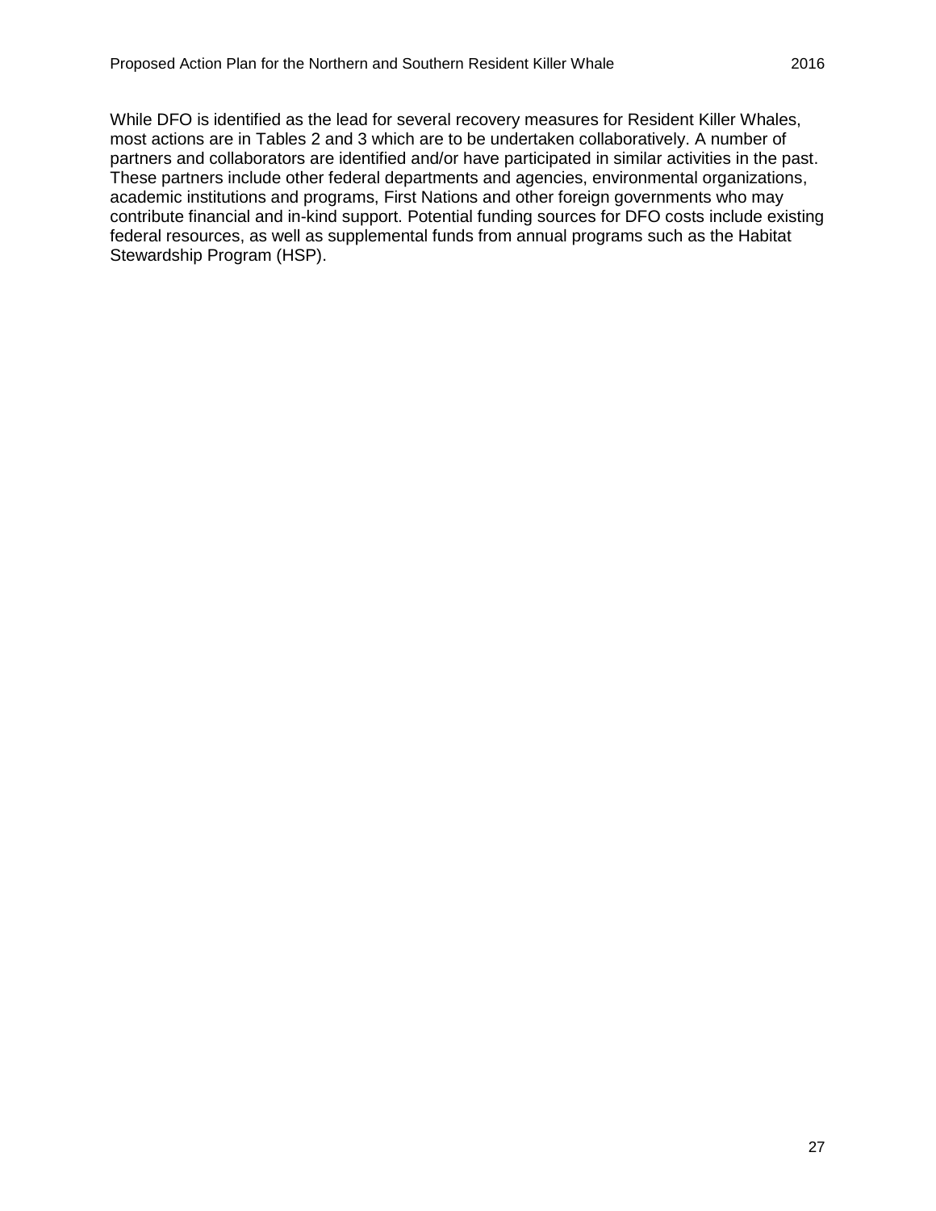While DFO is identified as the lead for several recovery measures for Resident Killer Whales, most actions are in Tables 2 and 3 which are to be undertaken collaboratively. A number of partners and collaborators are identified and/or have participated in similar activities in the past. These partners include other federal departments and agencies, environmental organizations, academic institutions and programs, First Nations and other foreign governments who may contribute financial and in-kind support. Potential funding sources for DFO costs include existing federal resources, as well as supplemental funds from annual programs such as the Habitat Stewardship Program (HSP).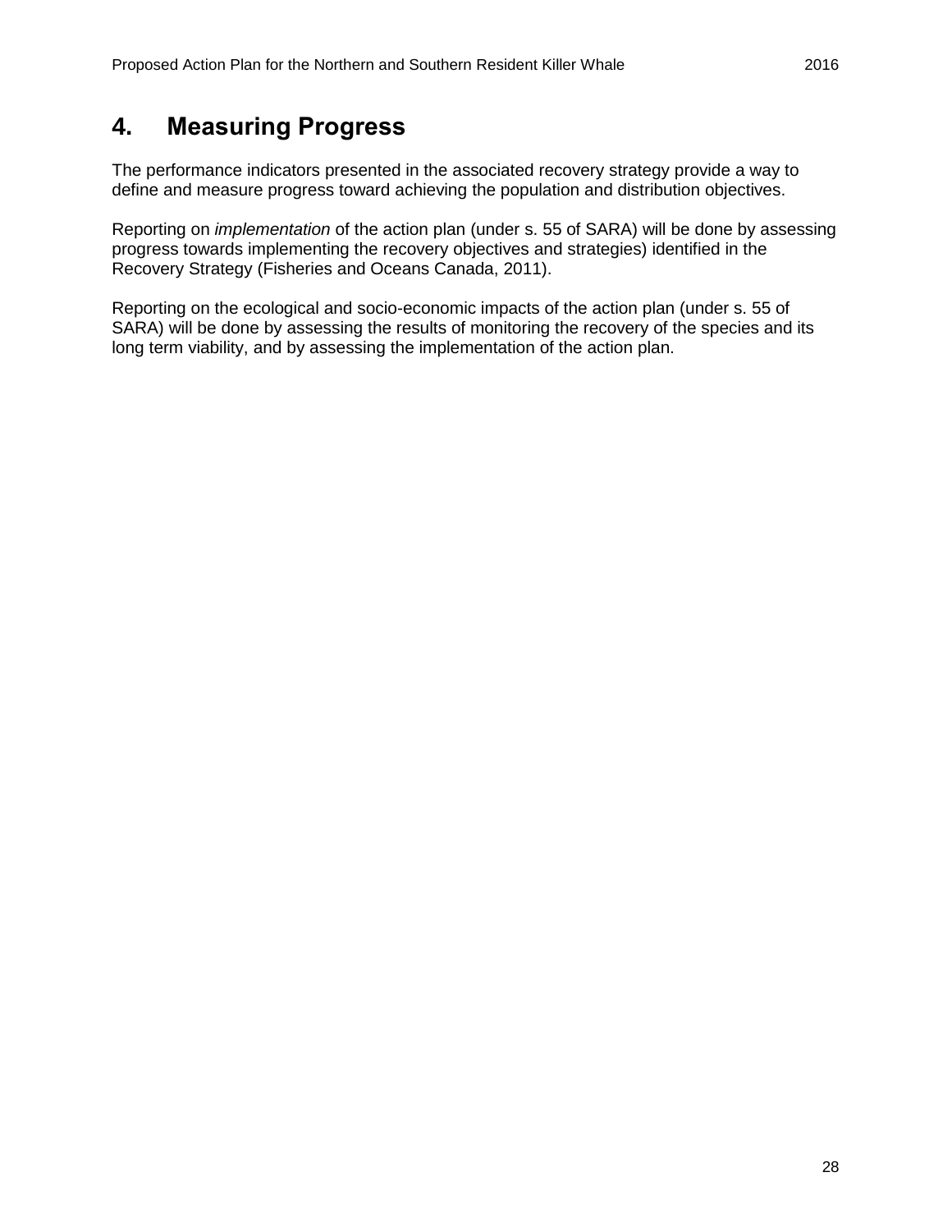# 4. Measuring Progress

The performance indicators presented in the associated recovery strategy provide a way to define and measure progress toward achieving the population and distribution objectives.

Reporting on *implementation* of the action plan (under s. 55 of SARA) will be done by assessing progress towards implementing the recovery objectives and strategies) identified in the Recovery Strategy (Fisheries and Oceans Canada, 2011).

Reporting on the ecological and socio-economic impacts of the action plan (under s. 55 of SARA) will be done by assessing the results of monitoring the recovery of the species and its long term viability, and by assessing the implementation of the action plan.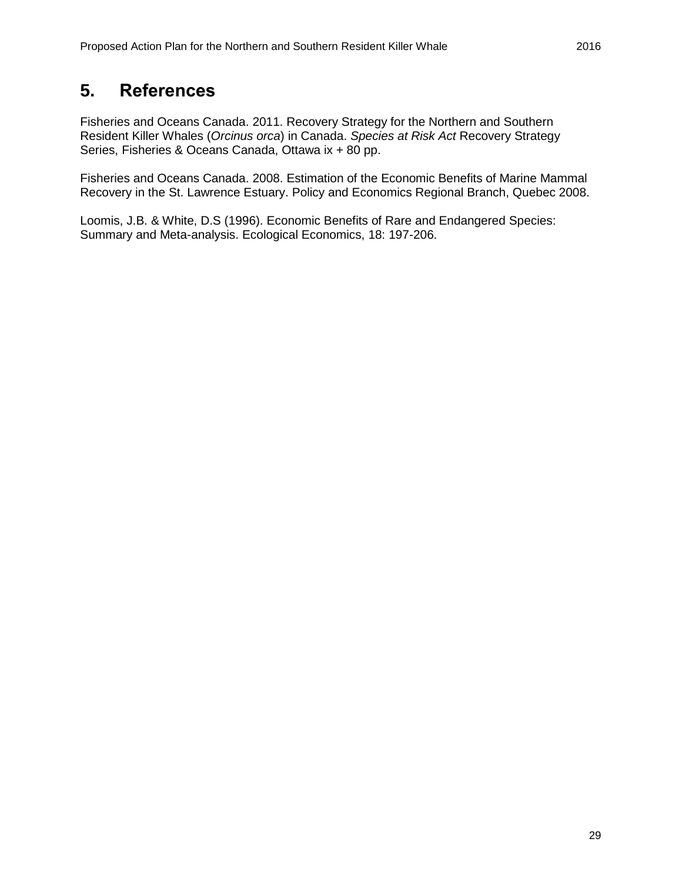# 5. References

Fisheries and Oceans Canada. 2011. Recovery Strategy for the Northern and Southern Resident Killer Whales (*Orcinus orca*) in Canada. *Species at Risk Act* Recovery Strategy Series, Fisheries & Oceans Canada, Ottawa ix + 80 pp.

Fisheries and Oceans Canada. 2008. Estimation of the Economic Benefits of Marine Mammal Recovery in the St. Lawrence Estuary. Policy and Economics Regional Branch, Quebec 2008.

Loomis, J.B. & White, D.S (1996). Economic Benefits of Rare and Endangered Species: Summary and Meta-analysis. Ecological Economics, 18: 197-206.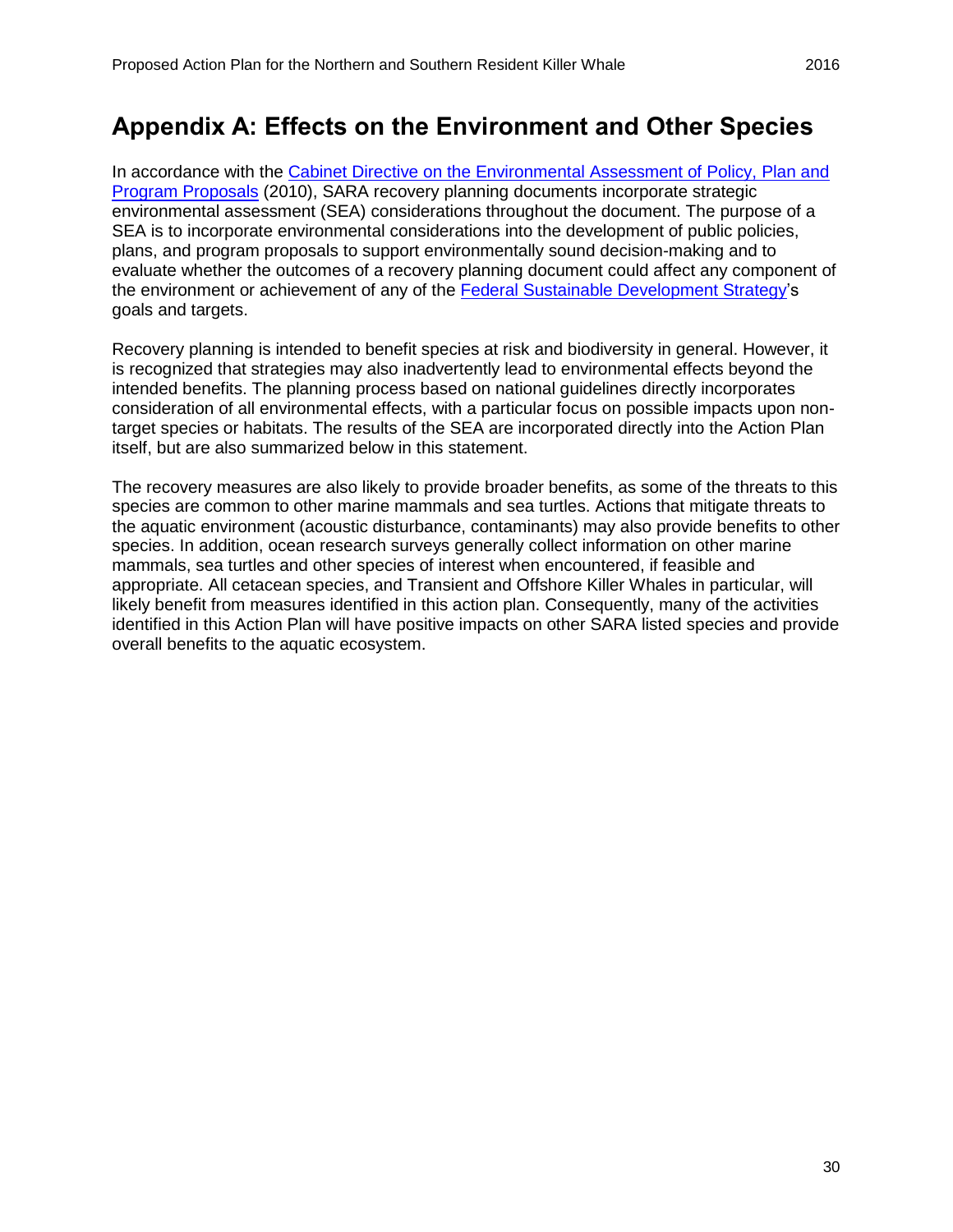# Appendix A: Effects on the Environment and Other Species

In accordance with the Cabinet Directive on the Environmental Assessment of Policy, Plan and Program Proposals (2010), SARA recovery planning documents incorporate strategic environmental assessment (SEA) considerations throughout the document. The purpose of a SEA is to incorporate environmental considerations into the development of public policies, plans, and program proposals to support environmentally sound decision-making and to evaluate whether the outcomes of a recovery planning document could affect any component of the environment or achievement of any of the Federal Sustainable Development Strategy's goals and targets.

Recovery planning is intended to benefit species at risk and biodiversity in general. However, it is recognized that strategies may also inadvertently lead to environmental effects beyond the intended benefits. The planning process based on national guidelines directly incorporates consideration of all environmental effects, with a particular focus on possible impacts upon non-target species or habitats. The results of the SEA are incorporated directly into the Action Plan itself, but are also summarized below in this statement.

The recovery measures are also likely to provide broader benefits, as some of the threats to this species are common to other marine mammals and sea turtles. Actions that mitigate threats to the aquatic environment (acoustic disturbance, contaminants) may also provide benefits to other species. In addition, ocean research surveys generally collect information on other marine mammals, sea turtles and other species of interest when encountered, if feasible and appropriate. All cetacean species, and Transient and Offshore Killer Whales in particular, will likely benefit from measures identified in this action plan. Consequently, many of the activities identified in this Action Plan will have positive impacts on other SARA listed species and provide overall benefits to the aquatic ecosystem.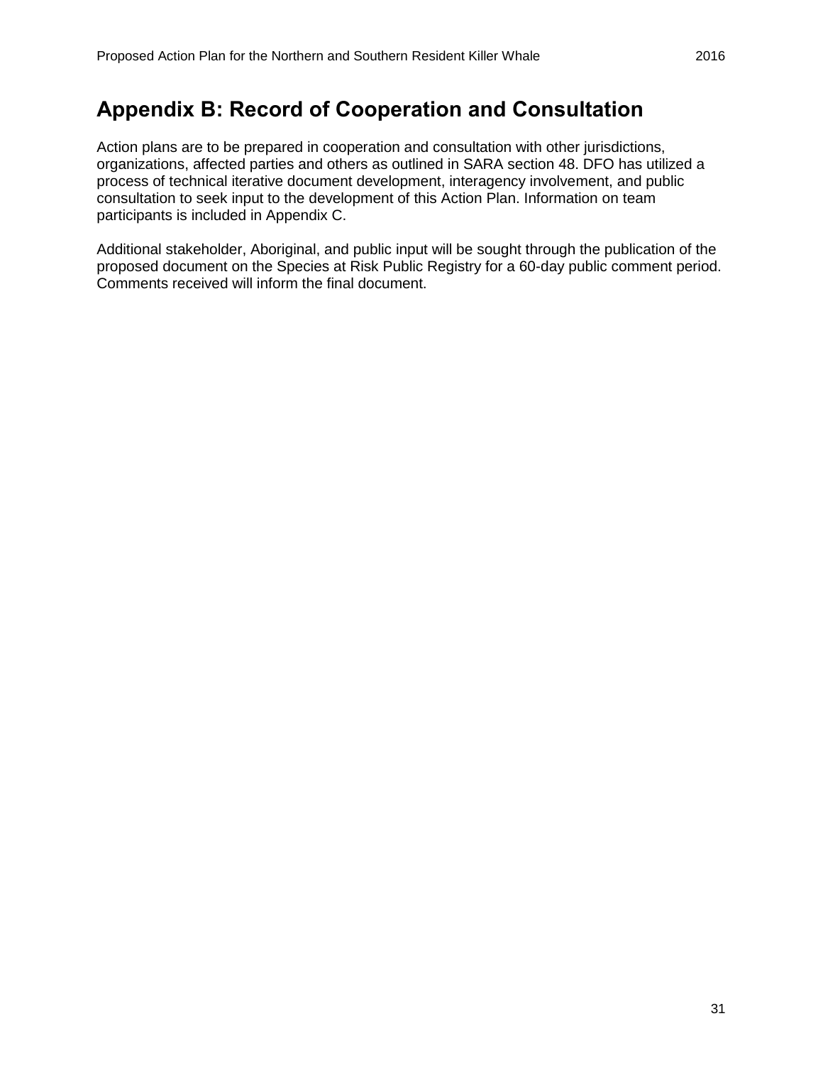# Appendix B: Record of Cooperation and Consultation

Action plans are to be prepared in cooperation and consultation with other jurisdictions, organizations, affected parties and others as outlined in SARA section 48. DFO has utilized a process of technical iterative document development, interagency involvement, and public consultation to seek input to the development of this Action Plan. Information on team participants is included in Appendix C.

Additional stakeholder, Aboriginal, and public input will be sought through the publication of the proposed document on the Species at Risk Public Registry for a 60-day public comment period. Comments received will inform the final document.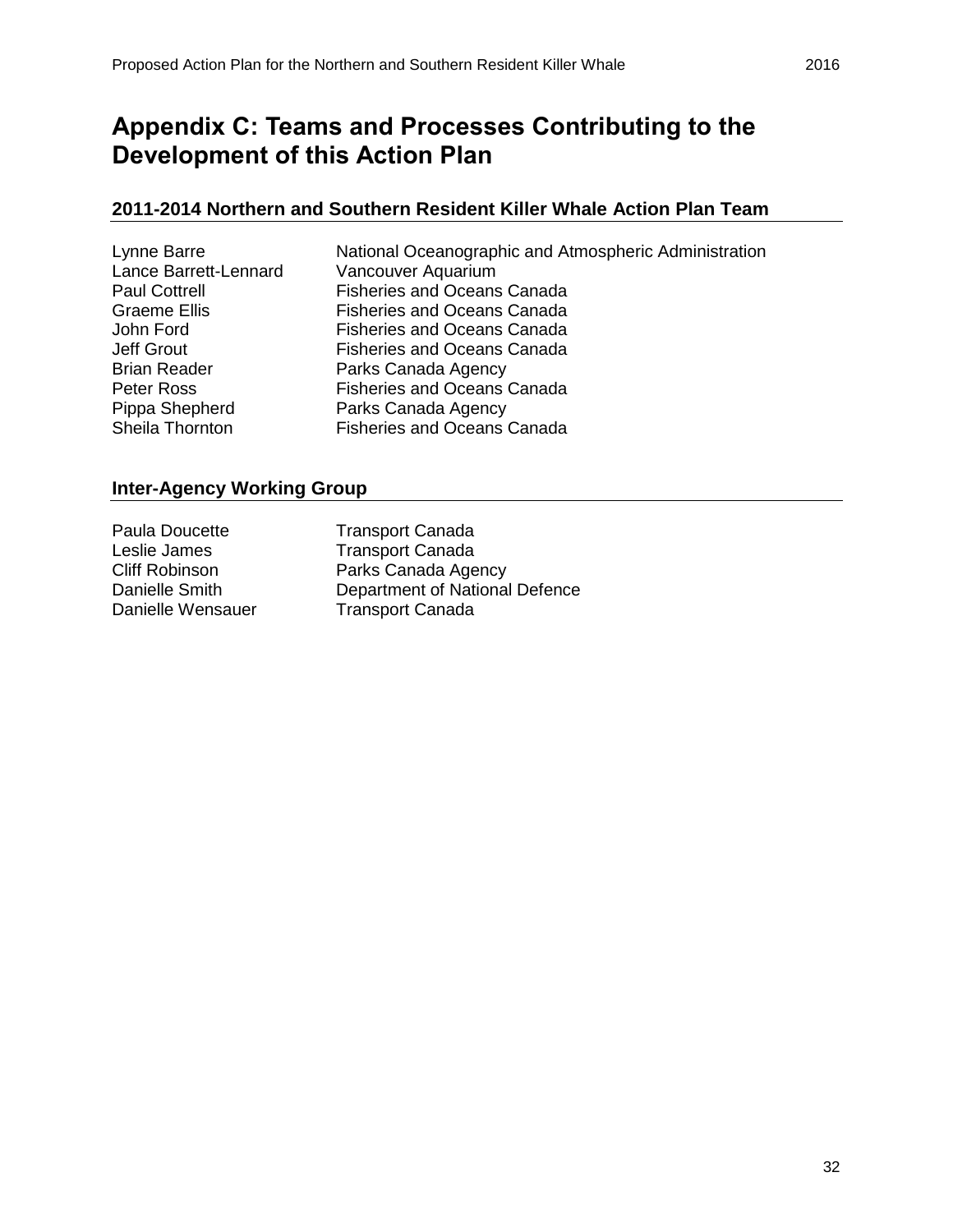# Appendix C: Teams and Processes Contributing to the Development of this Action Plan

## 2011-2014 Northern and Southern Resident Killer Whale Action Plan Team

| | |
|---|---|
| Lynne Barre | National Oceanographic and Atmospheric Administration |
| Lance Barrett-Lennard | Vancouver Aquarium |
| Paul Cottrell | Fisheries and Oceans Canada |
| Graeme Ellis | Fisheries and Oceans Canada |
| John Ford | Fisheries and Oceans Canada |
| Jeff Grout | Fisheries and Oceans Canada |
| Brian Reader | Parks Canada Agency |
| Peter Ross | Fisheries and Oceans Canada |
| Pippa Shepherd | Parks Canada Agency |
| Sheila Thornton | Fisheries and Oceans Canada |

## Inter-Agency Working Group

| | |
|---|---|
| Paula Doucette | Transport Canada |
| Leslie James | Transport Canada |
| Cliff Robinson | Parks Canada Agency |
| Danielle Smith | Department of National Defence |
| Danielle Wensauer | Transport Canada |